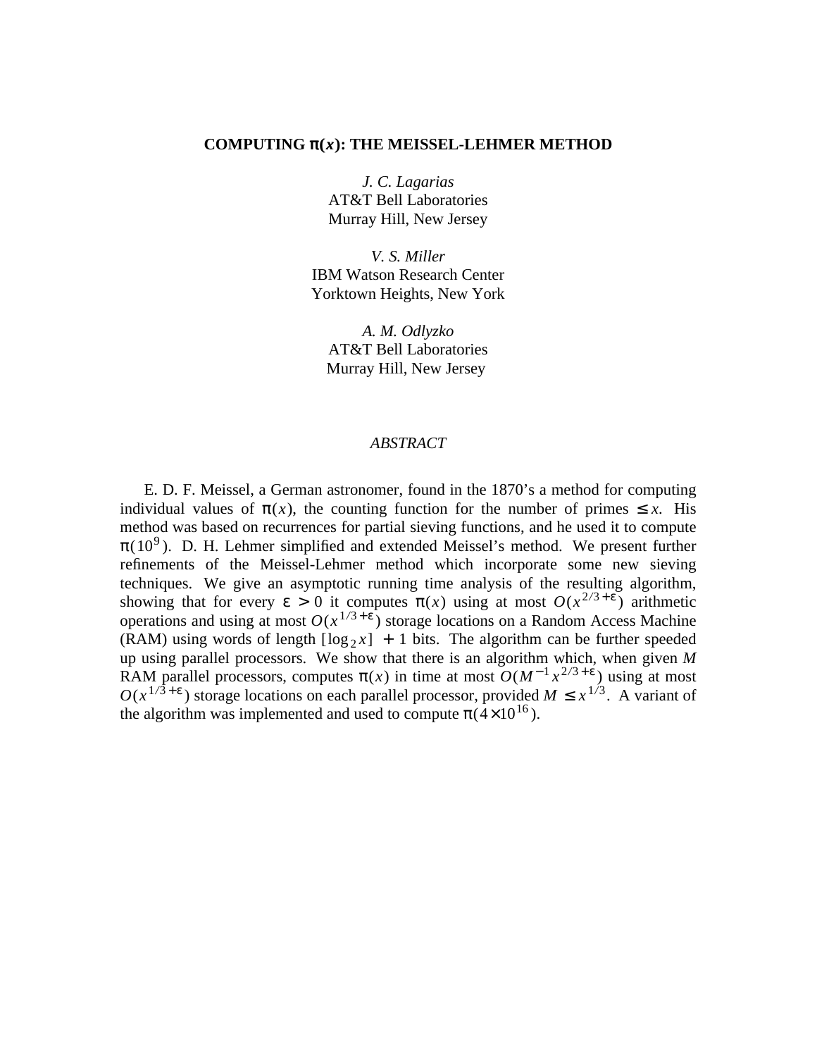# COMPUTING $\pi(x)$: THE MEISSEL-LEHMER METHOD

*J. C. Lagarias*
AT&T Bell Laboratories
Murray Hill, New Jersey

*V. S. Miller*
IBM Watson Research Center
Yorktown Heights, New York

*A. M. Odlyzko*
AT&T Bell Laboratories
Murray Hill, New Jersey

## *ABSTRACT*

E. D. F. Meissel, a German astronomer, found in the 1870's a method for computing individual values of $\pi(x)$, the counting function for the number of primes $\le x$. His method was based on recurrences for partial sieving functions, and he used it to compute $\pi(10^9)$. D. H. Lehmer simplified and extended Meissel's method. We present further refinements of the Meissel-Lehmer method which incorporate some new sieving techniques. We give an asymptotic running time analysis of the resulting algorithm, showing that for every $\epsilon > 0$ it computes $\pi(x)$ using at most $O(x^{2/3+\epsilon})$ arithmetic operations and using at most $O(x^{1/3+\epsilon})$ storage locations on a Random Access Machine (RAM) using words of length $[\log_2 x] + 1$ bits. The algorithm can be further speeded up using parallel processors. We show that there is an algorithm which, when given $M$ RAM parallel processors, computes $\pi(x)$ in time at most $O(M^{-1}x^{2/3+\epsilon})$ using at most $O(x^{1/3+\epsilon})$ storage locations on each parallel processor, provided $M \le x^{1/3}$. A variant of the algorithm was implemented and used to compute $\pi(4 \times 10^{16})$.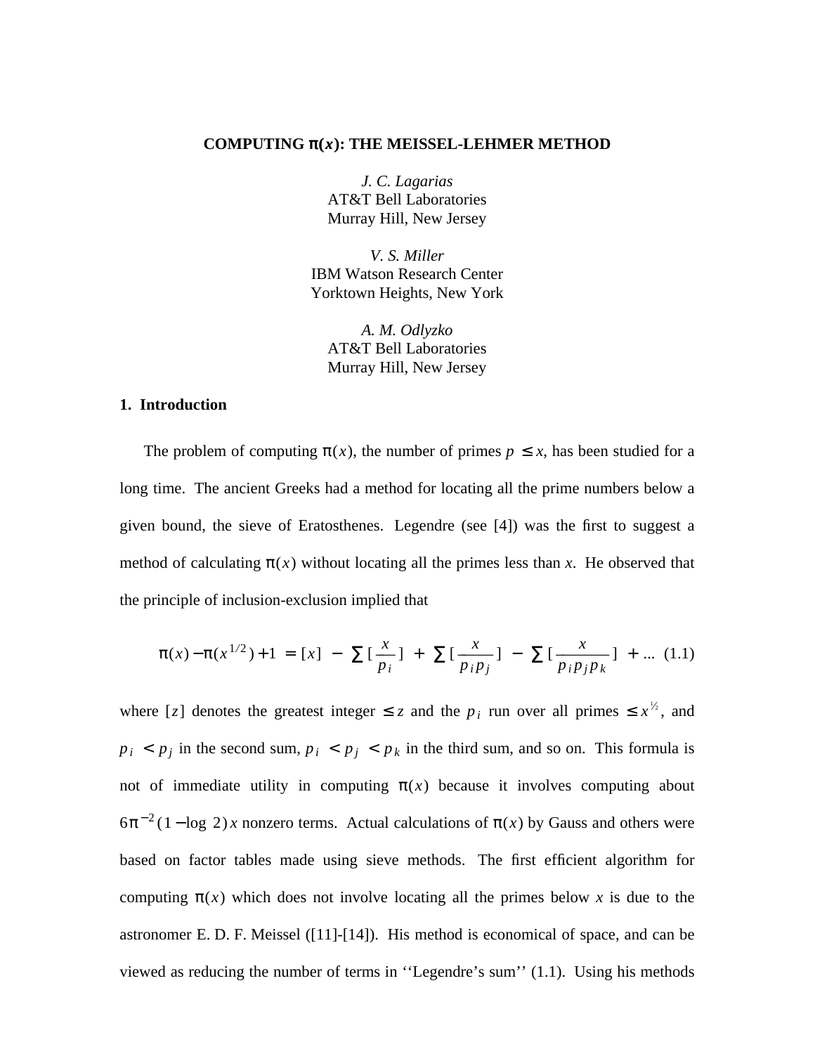# COMPUTING $\pi(x)$: THE MEISSEL-LEHMER METHOD

*J. C. Lagarias*
AT&T Bell Laboratories
Murray Hill, New Jersey

*V. S. Miller*
IBM Watson Research Center
Yorktown Heights, New York

*A. M. Odlyzko*
AT&T Bell Laboratories
Murray Hill, New Jersey

## 1. Introduction

The problem of computing $\pi(x)$, the number of primes $p \leq x$, has been studied for a long time. The ancient Greeks had a method for locating all the prime numbers below a given bound, the sieve of Eratosthenes. Legendre (see [4]) was the first to suggest a method of calculating $\pi(x)$ without locating all the primes less than $x$. He observed that the principle of inclusion-exclusion implied that

$$\pi(x) - \pi(x^{1/2}) + 1 = [x] - \sum \left[\frac{x}{p_i}\right] + \sum \left[\frac{x}{p_i p_j}\right] - \sum \left[\frac{x}{p_i p_j p_k}\right] + \ldots \quad (1.1)$$

where $[z]$ denotes the greatest integer $\leq z$ and the $p_i$ run over all primes $\leq x^{1/2}$, and $p_i < p_j$ in the second sum, $p_i < p_j < p_k$ in the third sum, and so on. This formula is not of immediate utility in computing $\pi(x)$ because it involves computing about $6\pi^{-2}(1 - \log 2)x$ nonzero terms. Actual calculations of $\pi(x)$ by Gauss and others were based on factor tables made using sieve methods. The first efficient algorithm for computing $\pi(x)$ which does not involve locating all the primes below $x$ is due to the astronomer E. D. F. Meissel ([11]-[14]). His method is economical of space, and can be viewed as reducing the number of terms in ''Legendre's sum'' (1.1). Using his methods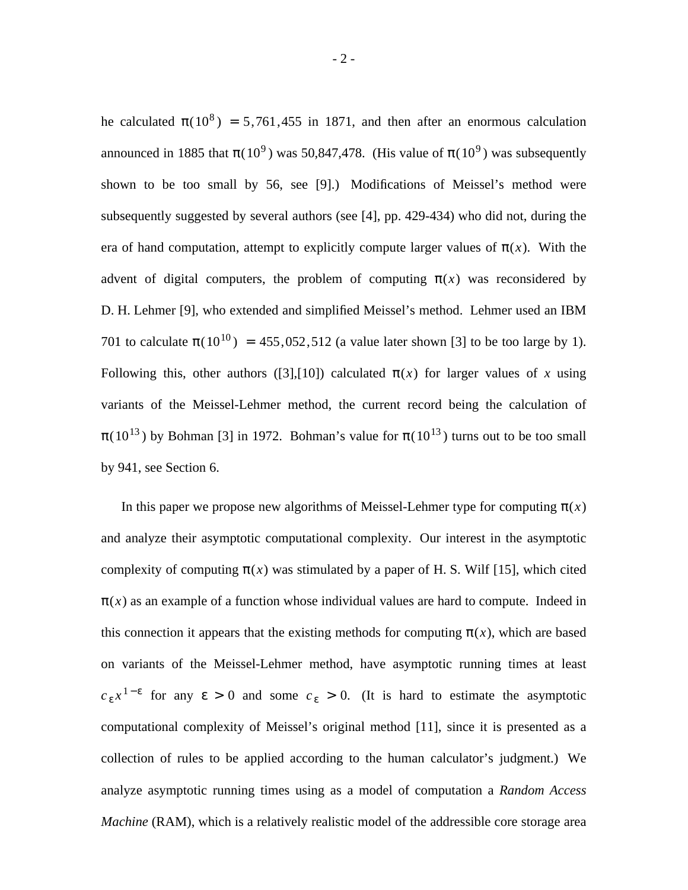he calculated $\pi(10^8) = 5,761,455$ in 1871, and then after an enormous calculation announced in 1885 that $\pi(10^9)$ was 50,847,478. (His value of $\pi(10^9)$ was subsequently shown to be too small by 56, see [9].) Modifications of Meissel's method were subsequently suggested by several authors (see [4], pp. 429-434) who did not, during the era of hand computation, attempt to explicitly compute larger values of $\pi(x)$. With the advent of digital computers, the problem of computing $\pi(x)$ was reconsidered by D. H. Lehmer [9], who extended and simplified Meissel's method. Lehmer used an IBM 701 to calculate $\pi(10^{10}) = 455,052,512$ (a value later shown [3] to be too large by 1). Following this, other authors ([3],[10]) calculated $\pi(x)$ for larger values of $x$ using variants of the Meissel-Lehmer method, the current record being the calculation of $\pi(10^{13})$ by Bohman [3] in 1972. Bohman's value for $\pi(10^{13})$ turns out to be too small by 941, see Section 6.

In this paper we propose new algorithms of Meissel-Lehmer type for computing $\pi(x)$ and analyze their asymptotic computational complexity. Our interest in the asymptotic complexity of computing $\pi(x)$ was stimulated by a paper of H. S. Wilf [15], which cited $\pi(x)$ as an example of a function whose individual values are hard to compute. Indeed in this connection it appears that the existing methods for computing $\pi(x)$, which are based on variants of the Meissel-Lehmer method, have asymptotic running times at least $c_\epsilon x^{1-\epsilon}$ for any $\epsilon > 0$ and some $c_\epsilon > 0$. (It is hard to estimate the asymptotic computational complexity of Meissel's original method [11], since it is presented as a collection of rules to be applied according to the human calculator's judgment.) We analyze asymptotic running times using as a model of computation a *Random Access Machine* (RAM), which is a relatively realistic model of the addressible core storage area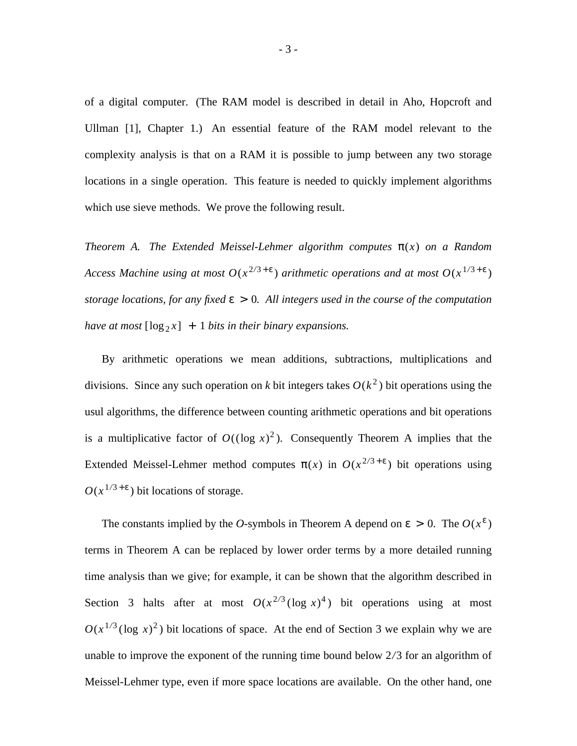of a digital computer. (The RAM model is described in detail in Aho, Hopcroft and Ullman [1], Chapter 1.) An essential feature of the RAM model relevant to the complexity analysis is that on a RAM it is possible to jump between any two storage locations in a single operation. This feature is needed to quickly implement algorithms which use sieve methods. We prove the following result.

*Theorem A. The Extended Meissel-Lehmer algorithm computes $\pi(x)$ on a Random Access Machine using at most $O(x^{2/3+\epsilon})$ arithmetic operations and at most $O(x^{1/3+\epsilon})$ storage locations, for any fixed $\epsilon > 0$. All integers used in the course of the computation have at most $[\log_2 x] + 1$ bits in their binary expansions.*

By arithmetic operations we mean additions, subtractions, multiplications and divisions. Since any such operation on *k* bit integers takes $O(k^2)$ bit operations using the usul algorithms, the difference between counting arithmetic operations and bit operations is a multiplicative factor of $O((\log\ x)^2)$. Consequently Theorem A implies that the Extended Meissel-Lehmer method computes $\pi(x)$ in $O(x^{2/3+\epsilon})$ bit operations using $O(x^{1/3+\epsilon})$ bit locations of storage.

The constants implied by the *O*-symbols in Theorem A depend on $\epsilon > 0$. The $O(x^{\epsilon})$ terms in Theorem A can be replaced by lower order terms by a more detailed running time analysis than we give; for example, it can be shown that the algorithm described in Section 3 halts after at most $O(x^{2/3}(\log\ x)^4)$ bit operations using at most $O(x^{1/3}(\log\ x)^2)$ bit locations of space. At the end of Section 3 we explain why we are unable to improve the exponent of the running time bound below $2/3$ for an algorithm of Meissel-Lehmer type, even if more space locations are available. On the other hand, one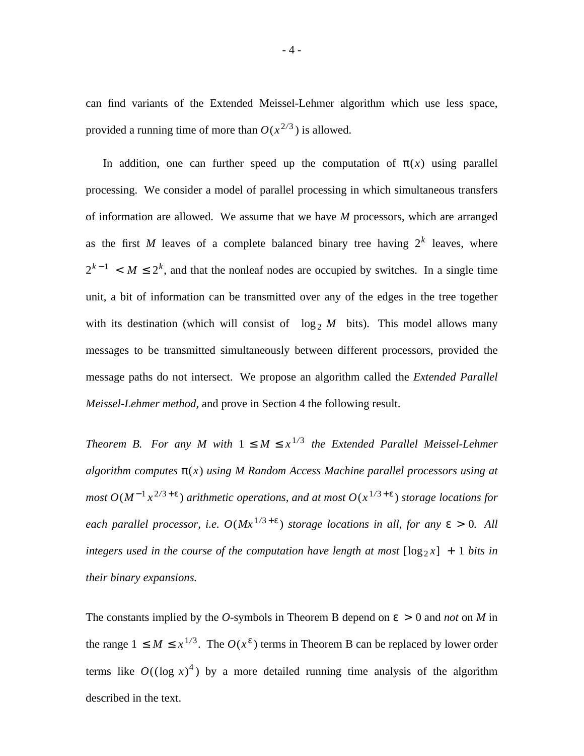can find variants of the Extended Meissel-Lehmer algorithm which use less space, provided a running time of more than $O(x^{2/3})$ is allowed.

In addition, one can further speed up the computation of $\pi(x)$ using parallel processing. We consider a model of parallel processing in which simultaneous transfers of information are allowed. We assume that we have $M$ processors, which are arranged as the first $M$ leaves of a complete balanced binary tree having $2^k$ leaves, where $2^{k-1} < M \le 2^k$, and that the nonleaf nodes are occupied by switches. In a single time unit, a bit of information can be transmitted over any of the edges in the tree together with its destination (which will consist of $\lceil \log_2 M \rceil$ bits). This model allows many messages to be transmitted simultaneously between different processors, provided the message paths do not intersect. We propose an algorithm called the *Extended Parallel Meissel-Lehmer method,* and prove in Section 4 the following result.

*Theorem B. For any $M$ with $1 \le M \le x^{1/3}$ the Extended Parallel Meissel-Lehmer algorithm computes $\pi(x)$ using $M$ Random Access Machine parallel processors using at most $O(M^{-1} x^{2/3+\varepsilon})$ arithmetic operations, and at most $O(x^{1/3+\varepsilon})$ storage locations for each parallel processor, i.e. $O(Mx^{1/3+\varepsilon})$ storage locations in all, for any $\varepsilon > 0$. All integers used in the course of the computation have length at most $[\log_2 x] + 1$ bits in their binary expansions.*

The constants implied by the $O$-symbols in Theorem B depend on $\varepsilon > 0$ and *not* on $M$ in the range $1 \le M \le x^{1/3}$. The $O(x^{\varepsilon})$ terms in Theorem B can be replaced by lower order terms like $O((\log x)^4)$ by a more detailed running time analysis of the algorithm described in the text.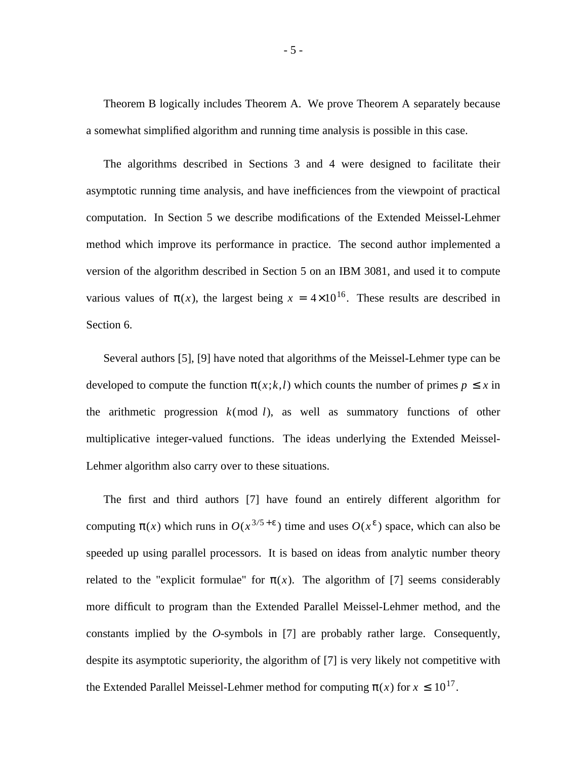Theorem B logically includes Theorem A. We prove Theorem A separately because a somewhat simplified algorithm and running time analysis is possible in this case.

The algorithms described in Sections 3 and 4 were designed to facilitate their asymptotic running time analysis, and have inefficiences from the viewpoint of practical computation. In Section 5 we describe modifications of the Extended Meissel-Lehmer method which improve its performance in practice. The second author implemented a version of the algorithm described in Section 5 on an IBM 3081, and used it to compute various values of $\pi(x)$, the largest being $x = 4 \times 10^{16}$. These results are described in Section 6.

Several authors [5], [9] have noted that algorithms of the Meissel-Lehmer type can be developed to compute the function $\pi(x; k, l)$ which counts the number of primes $p \leq x$ in the arithmetic progression $k (\bmod\ l)$, as well as summatory functions of other multiplicative integer-valued functions. The ideas underlying the Extended Meissel-Lehmer algorithm also carry over to these situations.

The first and third authors [7] have found an entirely different algorithm for computing $\pi(x)$ which runs in $O(x^{3/5 + \epsilon})$ time and uses $O(x^{\epsilon})$ space, which can also be speeded up using parallel processors. It is based on ideas from analytic number theory related to the "explicit formulae" for $\pi(x)$. The algorithm of [7] seems considerably more difficult to program than the Extended Parallel Meissel-Lehmer method, and the constants implied by the *O*-symbols in [7] are probably rather large. Consequently, despite its asymptotic superiority, the algorithm of [7] is very likely not competitive with the Extended Parallel Meissel-Lehmer method for computing $\pi(x)$ for $x \leq 10^{17}$.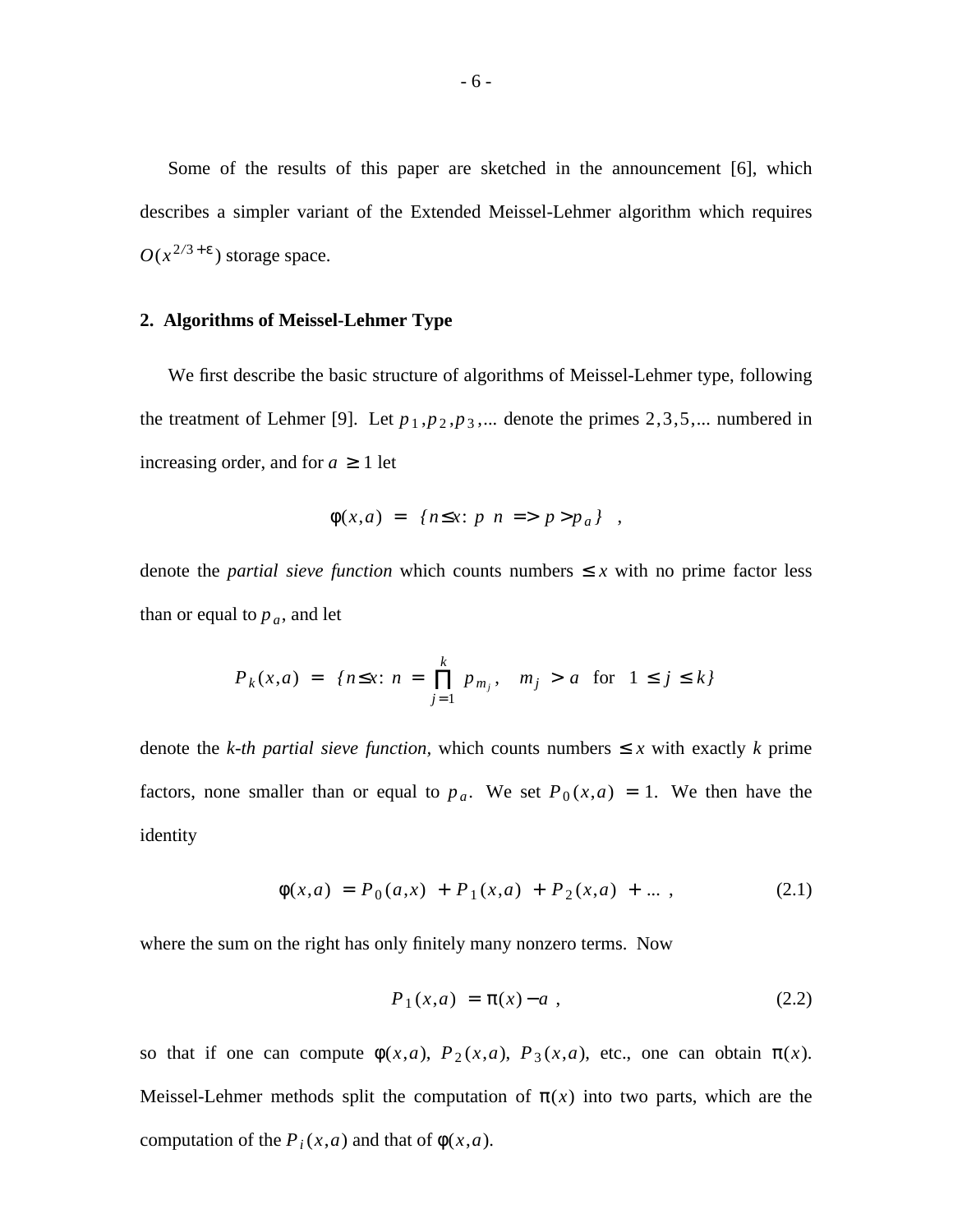Some of the results of this paper are sketched in the announcement [6], which describes a simpler variant of the Extended Meissel-Lehmer algorithm which requires $O(x^{2/3+\varepsilon})$ storage space.

## 2. Algorithms of Meissel-Lehmer Type

We first describe the basic structure of algorithms of Meissel-Lehmer type, following the treatment of Lehmer [9]. Let $p_1, p_2, p_3, \ldots$ denote the primes $2, 3, 5, \ldots$ numbered in increasing order, and for $a \geq 1$ let

$$\phi(x,a) = \{n \leq x : p \; n \; \Rightarrow p > p_a\} \quad ,$$

denote the *partial sieve function* which counts numbers $\leq x$ with no prime factor less than or equal to $p_a$, and let

$$P_k(x,a) = \{n \leq x : n = \prod_{j=1}^{k} p_{m_j}, \quad m_j > a \;\; \text{for} \;\; 1 \leq j \leq k\}$$

denote the *k-th partial sieve function*, which counts numbers $\leq x$ with exactly $k$ prime factors, none smaller than or equal to $p_a$. We set $P_0(x,a) = 1$. We then have the identity

$$\phi(x,a) = P_0(a,x) + P_1(x,a) + P_2(x,a) + \ldots \; , \tag{2.1}$$

where the sum on the right has only finitely many nonzero terms. Now

$$P_1(x,a) = \pi(x) - a \; , \tag{2.2}$$

so that if one can compute $\phi(x,a)$, $P_2(x,a)$, $P_3(x,a)$, etc., one can obtain $\pi(x)$. Meissel-Lehmer methods split the computation of $\pi(x)$ into two parts, which are the computation of the $P_i(x,a)$ and that of $\phi(x,a)$.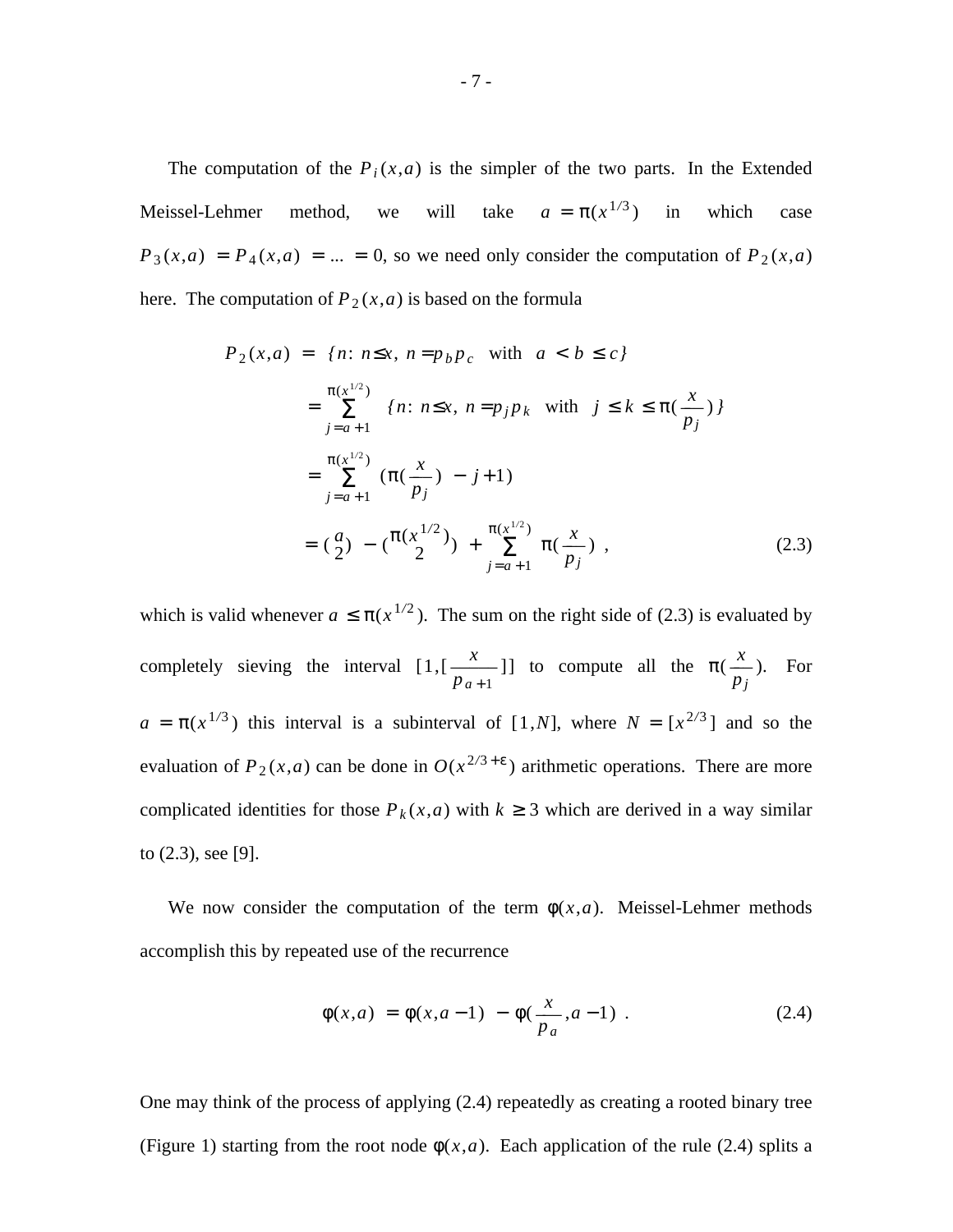The computation of the $P_i(x,a)$ is the simpler of the two parts. In the Extended Meissel-Lehmer method, we will take $a = \pi(x^{1/3})$ in which case $P_3(x,a) = P_4(x,a) = \ldots = 0$, so we need only consider the computation of $P_2(x,a)$ here. The computation of $P_2(x,a)$ is based on the formula

$$
\begin{aligned}
P_2(x,a) &= \{n: n \le x,\ n = p_b p_c \quad \text{with} \quad a < b \le c\} \\
&= \sum_{j=a+1}^{\pi(x^{1/2})} \{n: n \le x,\ n = p_j p_k \quad \text{with} \quad j \le k \le \pi(\frac{x}{p_j})\} \\
&= \sum_{j=a+1}^{\pi(x^{1/2})} (\pi(\frac{x}{p_j}) - j + 1) \\
&= \binom{a}{2} - \binom{\pi(x^{1/2})}{2} + \sum_{j=a+1}^{\pi(x^{1/2})} \pi(\frac{x}{p_j}) \ ,
\end{aligned}
\tag{2.3}
$$

which is valid whenever $a \le \pi(x^{1/2})$. The sum on the right side of (2.3) is evaluated by completely sieving the interval $[1, [\frac{x}{p_{a+1}}]]$ to compute all the $\pi(\frac{x}{p_j})$. For $a = \pi(x^{1/3})$ this interval is a subinterval of $[1,N]$, where $N = [x^{2/3}]$ and so the evaluation of $P_2(x,a)$ can be done in $O(x^{2/3+\varepsilon})$ arithmetic operations. There are more complicated identities for those $P_k(x,a)$ with $k \ge 3$ which are derived in a way similar to (2.3), see [9].

We now consider the computation of the term $\phi(x,a)$. Meissel-Lehmer methods accomplish this by repeated use of the recurrence

$$
\phi(x,a) = \phi(x,a-1) - \phi(\frac{x}{p_a}, a-1) \ . \tag{2.4}
$$

One may think of the process of applying (2.4) repeatedly as creating a rooted binary tree (Figure 1) starting from the root node $\phi(x,a)$. Each application of the rule (2.4) splits a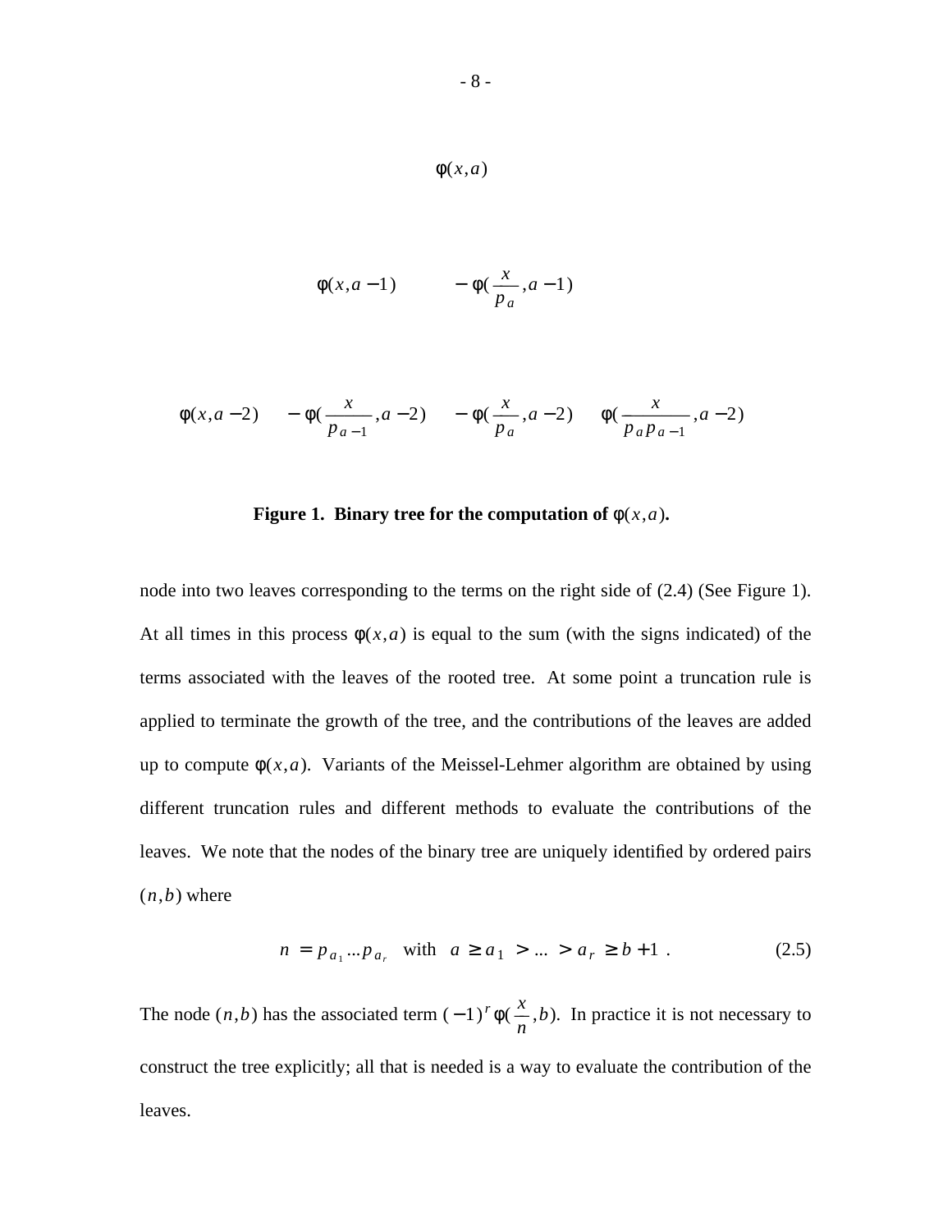$$\phi(x,a)$$

$$\phi(x,a-1) \qquad -\phi(\frac{x}{p_a},a-1)$$

$$\phi(x,a-2) \qquad -\phi(\frac{x}{p_{a-1}},a-2) \qquad -\phi(\frac{x}{p_a},a-2) \qquad \phi(\frac{x}{p_a p_{a-1}},a-2)$$

**Figure 1. Binary tree for the computation of $\phi(x,a)$.**

node into two leaves corresponding to the terms on the right side of (2.4) (See Figure 1). At all times in this process $\phi(x,a)$ is equal to the sum (with the signs indicated) of the terms associated with the leaves of the rooted tree. At some point a truncation rule is applied to terminate the growth of the tree, and the contributions of the leaves are added up to compute $\phi(x,a)$. Variants of the Meissel-Lehmer algorithm are obtained by using different truncation rules and different methods to evaluate the contributions of the leaves. We note that the nodes of the binary tree are uniquely identified by ordered pairs $(n,b)$ where

$$n = p_{a_1} \ldots p_{a_r} \quad \text{with} \quad a \geq a_1 > \ldots > a_r \geq b+1 \ . \tag{2.5}$$

The node $(n,b)$ has the associated term $(-1)^r \phi(\frac{x}{n},b)$. In practice it is not necessary to construct the tree explicitly; all that is needed is a way to evaluate the contribution of the leaves.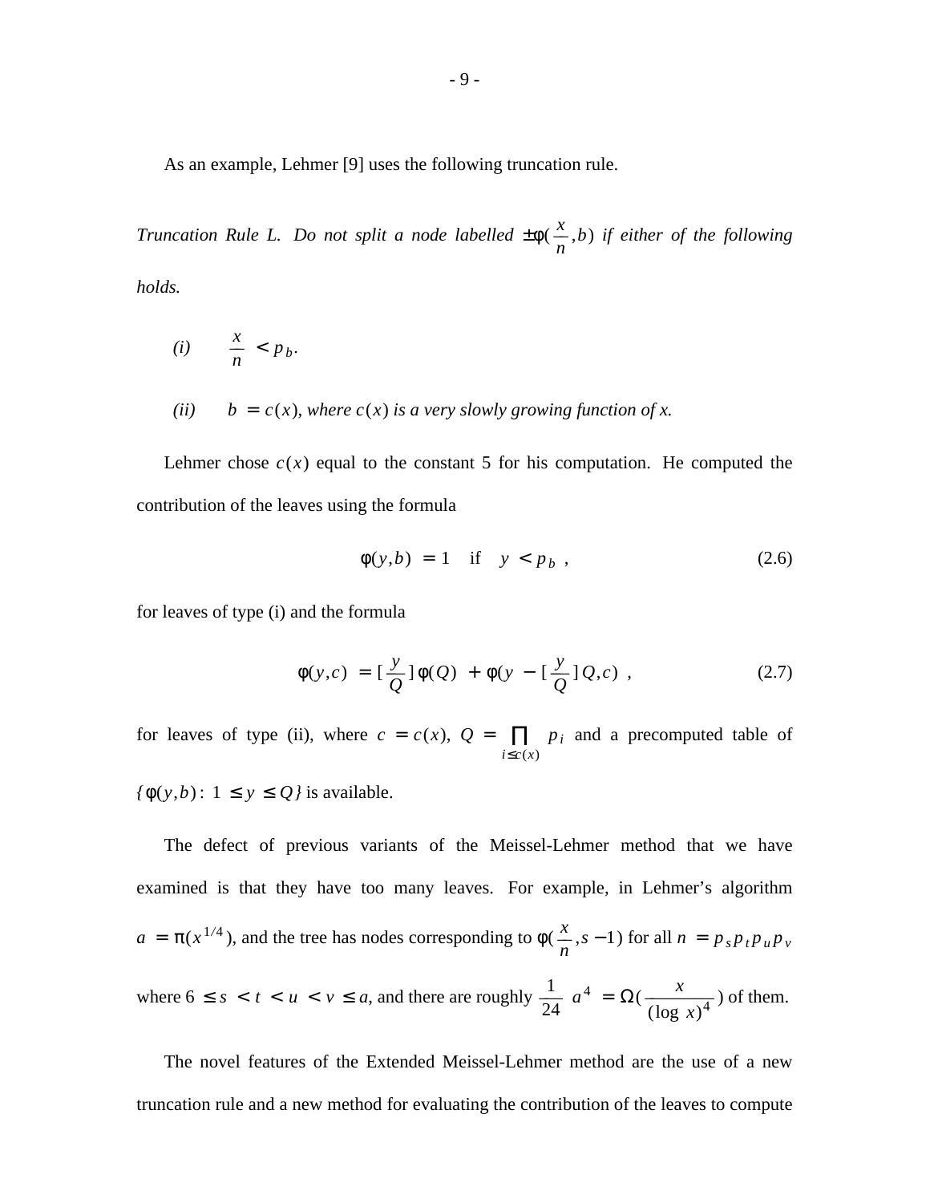As an example, Lehmer [9] uses the following truncation rule.

*Truncation Rule L. Do not split a node labelled* $\pm\phi(\frac{x}{n}, b)$ *if either of the following holds.*

*(i)* $\frac{x}{n} < p_b$.

*(ii)* $b = c(x)$, *where* $c(x)$ *is a very slowly growing function of x.*

Lehmer chose $c(x)$ equal to the constant 5 for his computation. He computed the contribution of the leaves using the formula

$$\phi(y, b) = 1 \quad \text{if} \quad y < p_b \ , \tag{2.6}$$

for leaves of type (i) and the formula

$$\phi(y, c) = [\frac{y}{Q}]\,\phi(Q) + \phi(y - [\frac{y}{Q}]\,Q, c) \ , \tag{2.7}$$

for leaves of type (ii), where $c = c(x)$, $Q = \prod_{i \le c(x)} p_i$ and a precomputed table of $\{\phi(y, b) :\ 1 \le y \le Q\}$ is available.

The defect of previous variants of the Meissel-Lehmer method that we have examined is that they have too many leaves. For example, in Lehmer's algorithm $a = \pi(x^{1/4})$, and the tree has nodes corresponding to $\phi(\frac{x}{n}, s - 1)$ for all $n = p_s p_t p_u p_v$ where $6 \le s < t < u < v \le a$, and there are roughly $\frac{1}{24}\ a^4 = \Omega(\frac{x}{(\log\ x)^4})$ of them.

The novel features of the Extended Meissel-Lehmer method are the use of a new truncation rule and a new method for evaluating the contribution of the leaves to compute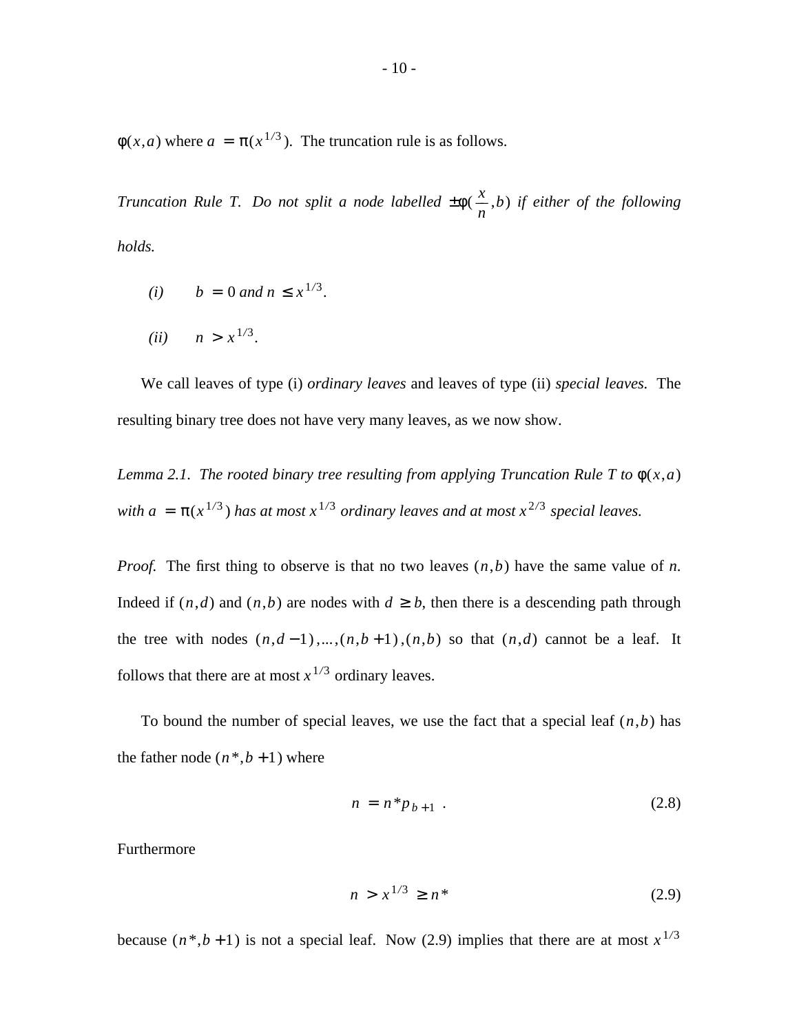$\phi(x,a)$ where $a = \pi(x^{1/3})$. The truncation rule is as follows.

*Truncation Rule T. Do not split a node labelled* $\pm\phi(\frac{x}{n},b)$ *if either of the following holds.*

*(i)* $b = 0$ *and* $n \leq x^{1/3}$.

*(ii)* $n > x^{1/3}$.

We call leaves of type (i) *ordinary leaves* and leaves of type (ii) *special leaves.* The resulting binary tree does not have very many leaves, as we now show.

*Lemma 2.1. The rooted binary tree resulting from applying Truncation Rule T to* $\phi(x,a)$ *with* $a = \pi(x^{1/3})$ *has at most* $x^{1/3}$ *ordinary leaves and at most* $x^{2/3}$ *special leaves.*

*Proof.* The first thing to observe is that no two leaves $(n,b)$ have the same value of $n$. Indeed if $(n,d)$ and $(n,b)$ are nodes with $d \geq b$, then there is a descending path through the tree with nodes $(n,d-1),\ldots,(n,b+1),(n,b)$ so that $(n,d)$ cannot be a leaf. It follows that there are at most $x^{1/3}$ ordinary leaves.

To bound the number of special leaves, we use the fact that a special leaf $(n,b)$ has the father node $(n^*,b+1)$ where

$$n = n^* p_{b+1} \ . \tag{2.8}$$

Furthermore

$$n > x^{1/3} \geq n^* \tag{2.9}$$

because $(n^*,b+1)$ is not a special leaf. Now (2.9) implies that there are at most $x^{1/3}$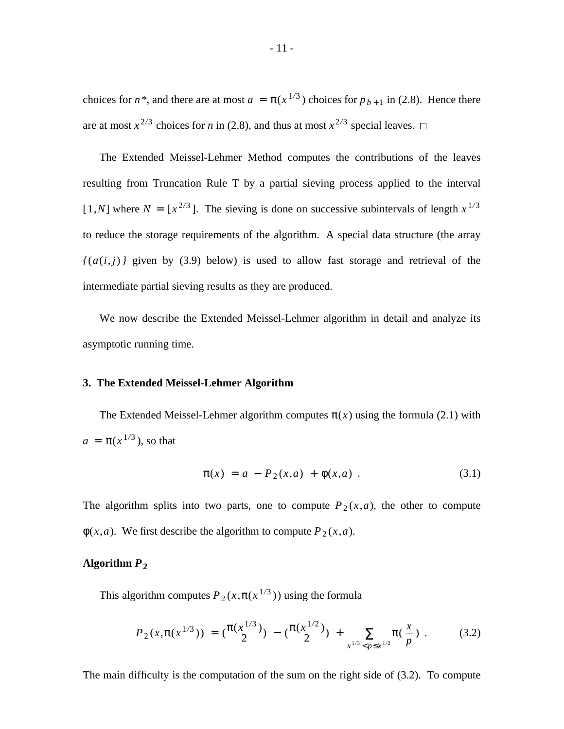choices for $n^*$, and there are at most $a = \pi(x^{1/3})$ choices for $p_{b+1}$ in (2.8). Hence there are at most $x^{2/3}$ choices for $n$ in (2.8), and thus at most $x^{2/3}$ special leaves. □

The Extended Meissel-Lehmer Method computes the contributions of the leaves resulting from Truncation Rule T by a partial sieving process applied to the interval $[1,N]$ where $N = [x^{2/3}]$. The sieving is done on successive subintervals of length $x^{1/3}$ to reduce the storage requirements of the algorithm. A special data structure (the array $\{(a(i,j)\}$ given by (3.9) below) is used to allow fast storage and retrieval of the intermediate partial sieving results as they are produced.

We now describe the Extended Meissel-Lehmer algorithm in detail and analyze its asymptotic running time.

## 3. The Extended Meissel-Lehmer Algorithm

The Extended Meissel-Lehmer algorithm computes $\pi(x)$ using the formula (2.1) with $a = \pi(x^{1/3})$, so that

$$\pi(x) = a - P_2(x,a) + \phi(x,a) \ . \tag{3.1}$$

The algorithm splits into two parts, one to compute $P_2(x,a)$, the other to compute $\phi(x,a)$. We first describe the algorithm to compute $P_2(x,a)$.

### Algorithm $P_2$

This algorithm computes $P_2(x,\pi(x^{1/3}))$ using the formula

$$P_2(x,\pi(x^{1/3})) = \binom{\pi(x^{1/3})}{2} - \binom{\pi(x^{1/2})}{2} + \sum_{x^{1/3} < p \leq x^{1/2}} \pi\left(\frac{x}{p}\right) \ . \tag{3.2}$$

The main difficulty is the computation of the sum on the right side of (3.2). To compute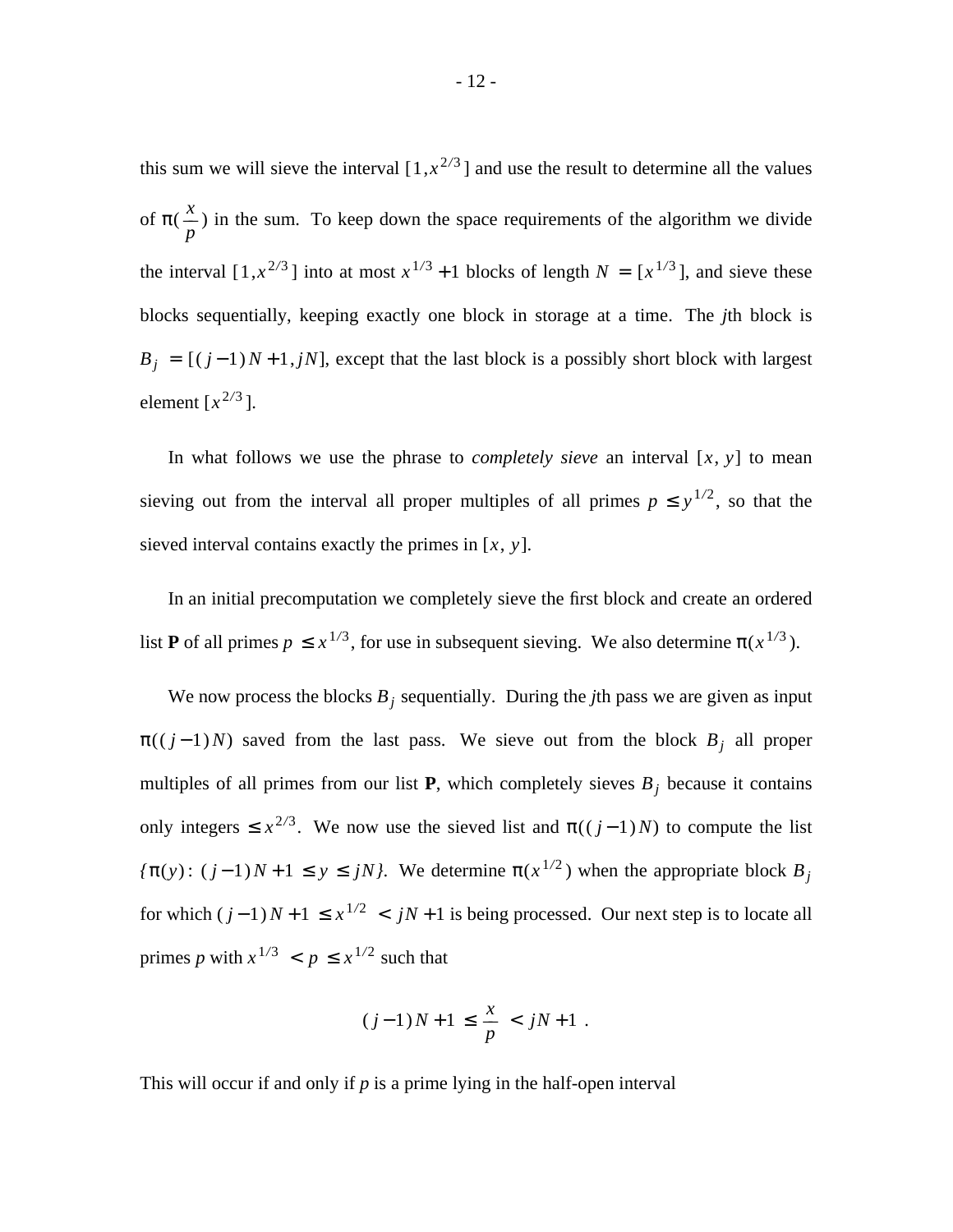this sum we will sieve the interval $[1, x^{2/3}]$ and use the result to determine all the values of $\pi(\frac{x}{p})$ in the sum. To keep down the space requirements of the algorithm we divide the interval $[1, x^{2/3}]$ into at most $x^{1/3}+1$ blocks of length $N = [x^{1/3}]$, and sieve these blocks sequentially, keeping exactly one block in storage at a time. The *j*th block is $B_j = [(j-1)N+1, jN]$, except that the last block is a possibly short block with largest element $[x^{2/3}]$.

In what follows we use the phrase to *completely sieve* an interval $[x, y]$ to mean sieving out from the interval all proper multiples of all primes $p \le y^{1/2}$, so that the sieved interval contains exactly the primes in $[x, y]$.

In an initial precomputation we completely sieve the first block and create an ordered list **P** of all primes $p \le x^{1/3}$, for use in subsequent sieving. We also determine $\pi(x^{1/3})$.

We now process the blocks $B_j$ sequentially. During the *j*th pass we are given as input $\pi((j-1)N)$ saved from the last pass. We sieve out from the block $B_j$ all proper multiples of all primes from our list **P**, which completely sieves $B_j$ because it contains only integers $\le x^{2/3}$. We now use the sieved list and $\pi((j-1)N)$ to compute the list $\{\pi(y) : (j-1)N+1 \le y \le jN\}$. We determine $\pi(x^{1/2})$ when the appropriate block $B_j$ for which $(j-1)N+1 \le x^{1/2} < jN+1$ is being processed. Our next step is to locate all primes *p* with $x^{1/3} < p \le x^{1/2}$ such that

$$(j-1)N+1 \le \frac{x}{p} < jN+1 \; .$$

This will occur if and only if *p* is a prime lying in the half-open interval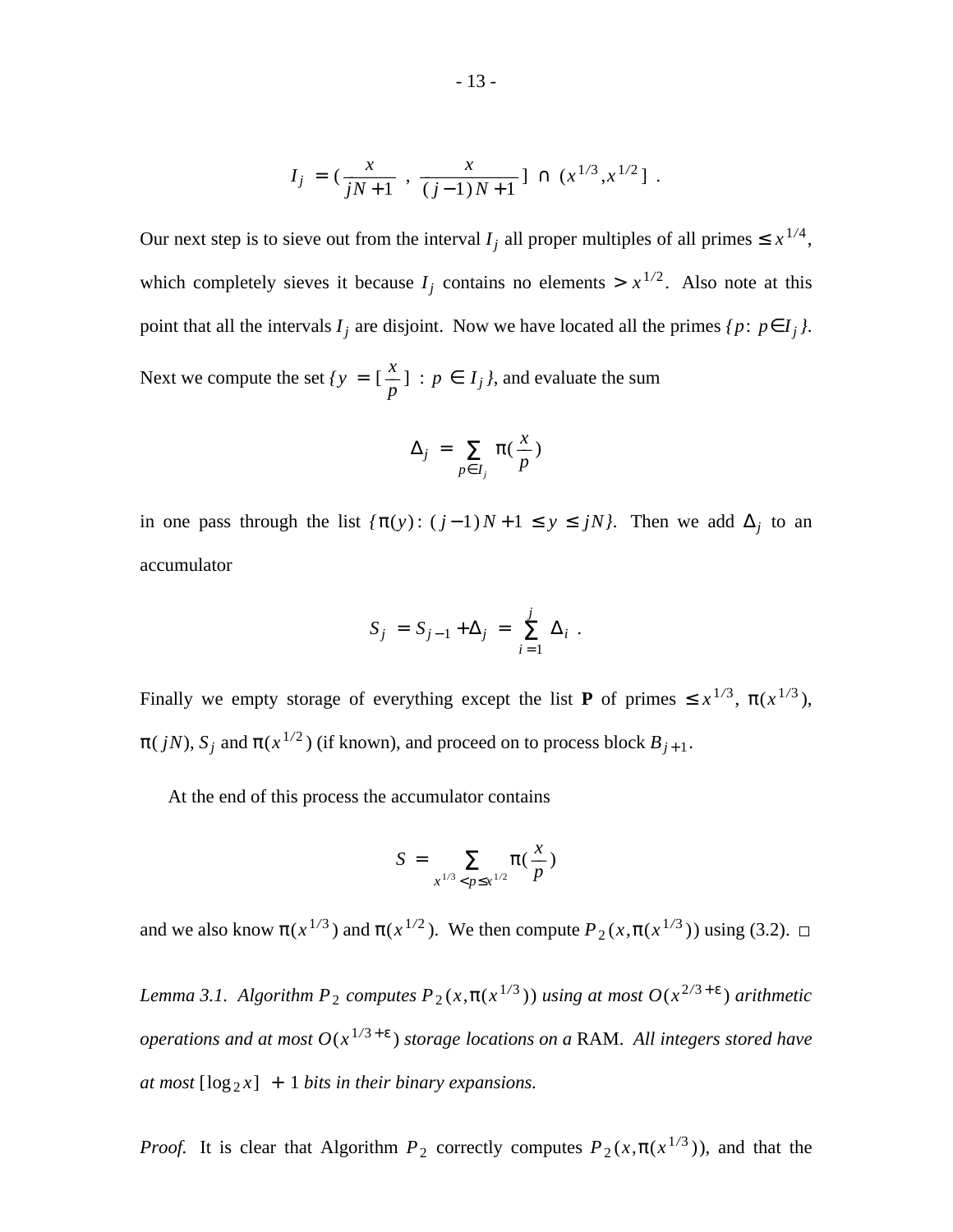$$I_j = ( \frac{x}{jN+1} , \frac{x}{(j-1)N+1} ] \cap (x^{1/3}, x^{1/2}] .$$

Our next step is to sieve out from the interval $I_j$ all proper multiples of all primes $\le x^{1/4}$, which completely sieves it because $I_j$ contains no elements $> x^{1/2}$. Also note at this point that all the intervals $I_j$ are disjoint. Now we have located all the primes $\{p: p \in I_j\}$. Next we compute the set $\{y = [\frac{x}{p}] : p \in I_j\}$, and evaluate the sum

$$\Delta_j = \sum_{p \in I_j} \pi(\frac{x}{p})$$

in one pass through the list $\{\pi(y): (j-1)N+1 \le y \le jN\}$. Then we add $\Delta_j$ to an accumulator

$$S_j = S_{j-1} + \Delta_j = \sum_{i=1}^{j} \Delta_i .$$

Finally we empty storage of everything except the list **P** of primes $\le x^{1/3}$, $\pi(x^{1/3})$, $\pi(jN)$, $S_j$ and $\pi(x^{1/2})$ (if known), and proceed on to process block $B_{j+1}$.

At the end of this process the accumulator contains

$$S = \sum_{x^{1/3} < p \le x^{1/2}} \pi(\frac{x}{p})$$

and we also know $\pi(x^{1/3})$ and $\pi(x^{1/2})$. We then compute $P_2(x, \pi(x^{1/3}))$ using (3.2). □

*Lemma 3.1. Algorithm $P_2$ computes $P_2(x, \pi(x^{1/3}))$ using at most $O(x^{2/3+\varepsilon})$ arithmetic operations and at most $O(x^{1/3+\varepsilon})$ storage locations on a* RAM. *All integers stored have at most $[\log_2 x] + 1$ bits in their binary expansions.*

*Proof.* It is clear that Algorithm $P_2$ correctly computes $P_2(x, \pi(x^{1/3}))$, and that the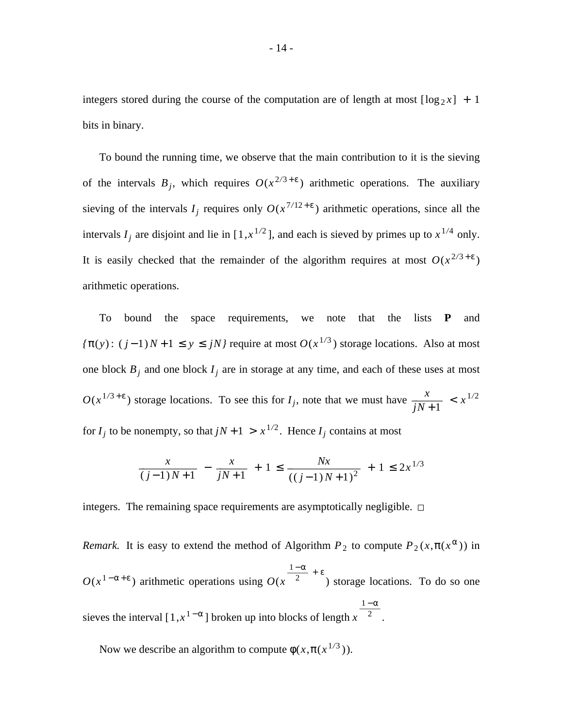integers stored during the course of the computation are of length at most $[\log_2 x] + 1$ bits in binary.

To bound the running time, we observe that the main contribution to it is the sieving of the intervals $B_j$, which requires $O(x^{2/3+\varepsilon})$ arithmetic operations. The auxiliary sieving of the intervals $I_j$ requires only $O(x^{7/12+\varepsilon})$ arithmetic operations, since all the intervals $I_j$ are disjoint and lie in $[1, x^{1/2}]$, and each is sieved by primes up to $x^{1/4}$ only. It is easily checked that the remainder of the algorithm requires at most $O(x^{2/3+\varepsilon})$ arithmetic operations.

To bound the space requirements, we note that the lists **P** and $\{\pi(y): (j-1)N+1 \le y \le jN\}$ require at most $O(x^{1/3})$ storage locations. Also at most one block $B_j$ and one block $I_j$ are in storage at any time, and each of these uses at most $O(x^{1/3+\varepsilon})$ storage locations. To see this for $I_j$, note that we must have $\frac{x}{jN+1} < x^{1/2}$ for $I_j$ to be nonempty, so that $jN+1 > x^{1/2}$. Hence $I_j$ contains at most

$$\frac{x}{(j-1)N+1} - \frac{x}{jN+1} + 1 \le \frac{Nx}{((j-1)N+1)^2} + 1 \le 2x^{1/3}$$

integers. The remaining space requirements are asymptotically negligible. □

*Remark.* It is easy to extend the method of Algorithm $P_2$ to compute $P_2(x, \pi(x^\alpha))$ in $O(x^{1-\alpha+\varepsilon})$ arithmetic operations using $O(x^{\frac{1-\alpha}{2}+\varepsilon})$ storage locations. To do so one sieves the interval $[1, x^{1-\alpha}]$ broken up into blocks of length $x^{\frac{1-\alpha}{2}}$.

Now we describe an algorithm to compute $\phi(x, \pi(x^{1/3}))$.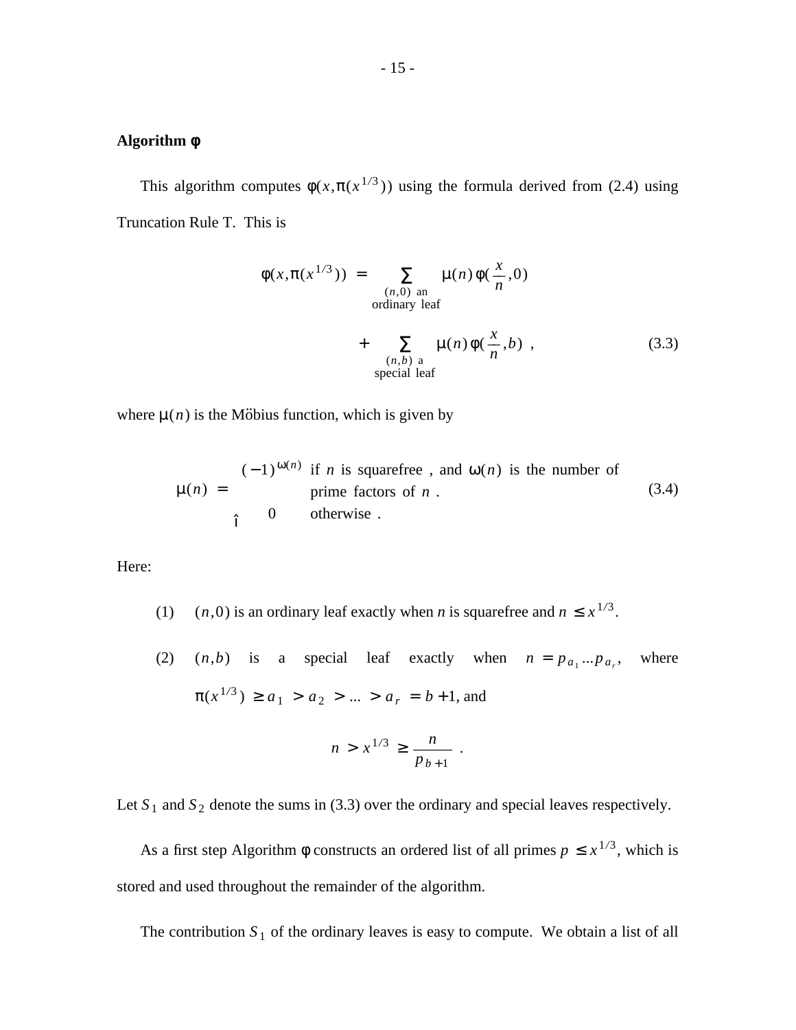**Algorithm φ**

This algorithm computes $\phi(x, \pi(x^{1/3}))$ using the formula derived from (2.4) using Truncation Rule T. This is

$$\phi(x, \pi(x^{1/3})) = \sum_{\substack{(n,0) \text{ an} \\ \text{ordinary leaf}}} \mu(n)\, \phi(\frac{x}{n}, 0)$$

$$+ \sum_{\substack{(n,b) \text{ a} \\ \text{special leaf}}} \mu(n)\, \phi(\frac{x}{n}, b) \ , \qquad (3.3)$$

where $\mu(n)$ is the Mӧbius function, which is given by

$$\mu(n) = \begin{cases} (-1)^{\omega(n)} & \text{if } n \text{ is squarefree , and } \omega(n) \text{ is the number of prime factors of } n \ . \\ 0 & \text{otherwise .} \end{cases} \qquad (3.4)$$

Here:

(1) $(n, 0)$ is an ordinary leaf exactly when $n$ is squarefree and $n \le x^{1/3}$.

(2) $(n, b)$ is a special leaf exactly when $n = p_{a_1} \ldots p_{a_r}$, where $\pi(x^{1/3}) \ge a_1 > a_2 > \ldots > a_r = b + 1$, and

$$n > x^{1/3} \ge \frac{n}{p_{b+1}} \ .$$

Let $S_1$ and $S_2$ denote the sums in (3.3) over the ordinary and special leaves respectively.

As a first step Algorithm φ constructs an ordered list of all primes $p \le x^{1/3}$, which is stored and used throughout the remainder of the algorithm.

The contribution $S_1$ of the ordinary leaves is easy to compute. We obtain a list of all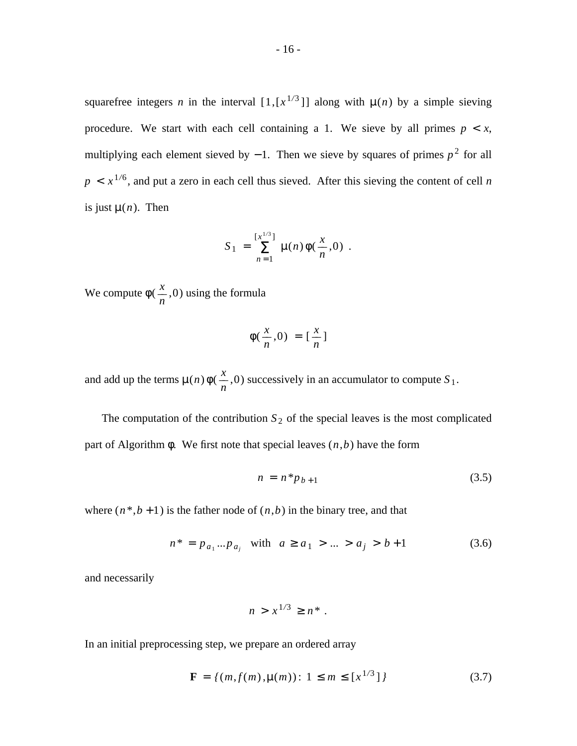squarefree integers $n$ in the interval $[1,[x^{1/3}]]$ along with $\mu(n)$ by a simple sieving procedure. We start with each cell containing a 1. We sieve by all primes $p < x$, multiplying each element sieved by $-1$. Then we sieve by squares of primes $p^2$ for all $p < x^{1/6}$, and put a zero in each cell thus sieved. After this sieving the content of cell $n$ is just $\mu(n)$. Then

$$S_1 = \sum_{n=1}^{[x^{1/3}]} \mu(n)\,\phi(\frac{x}{n},0) \; .$$

We compute $\phi(\frac{x}{n},0)$ using the formula

$$\phi(\frac{x}{n},0) = [\frac{x}{n}]$$

and add up the terms $\mu(n)\,\phi(\frac{x}{n},0)$ successively in an accumulator to compute $S_1$.

The computation of the contribution $S_2$ of the special leaves is the most complicated part of Algorithm $\phi$. We first note that special leaves $(n,b)$ have the form

$$n = n^* p_{b+1} \tag{3.5}$$

where $(n^*,b+1)$ is the father node of $(n,b)$ in the binary tree, and that

$$n^* = p_{a_1} \dots p_{a_j} \quad \text{with} \quad a \ge a_1 > \dots > a_j > b+1 \tag{3.6}$$

and necessarily

$$n > x^{1/3} \ge n^* \; .$$

In an initial preprocessing step, we prepare an ordered array

$$\mathbf{F} = \{(m, f(m), \mu(m)) :\, 1 \le m \le [x^{1/3}]\} \tag{3.7}$$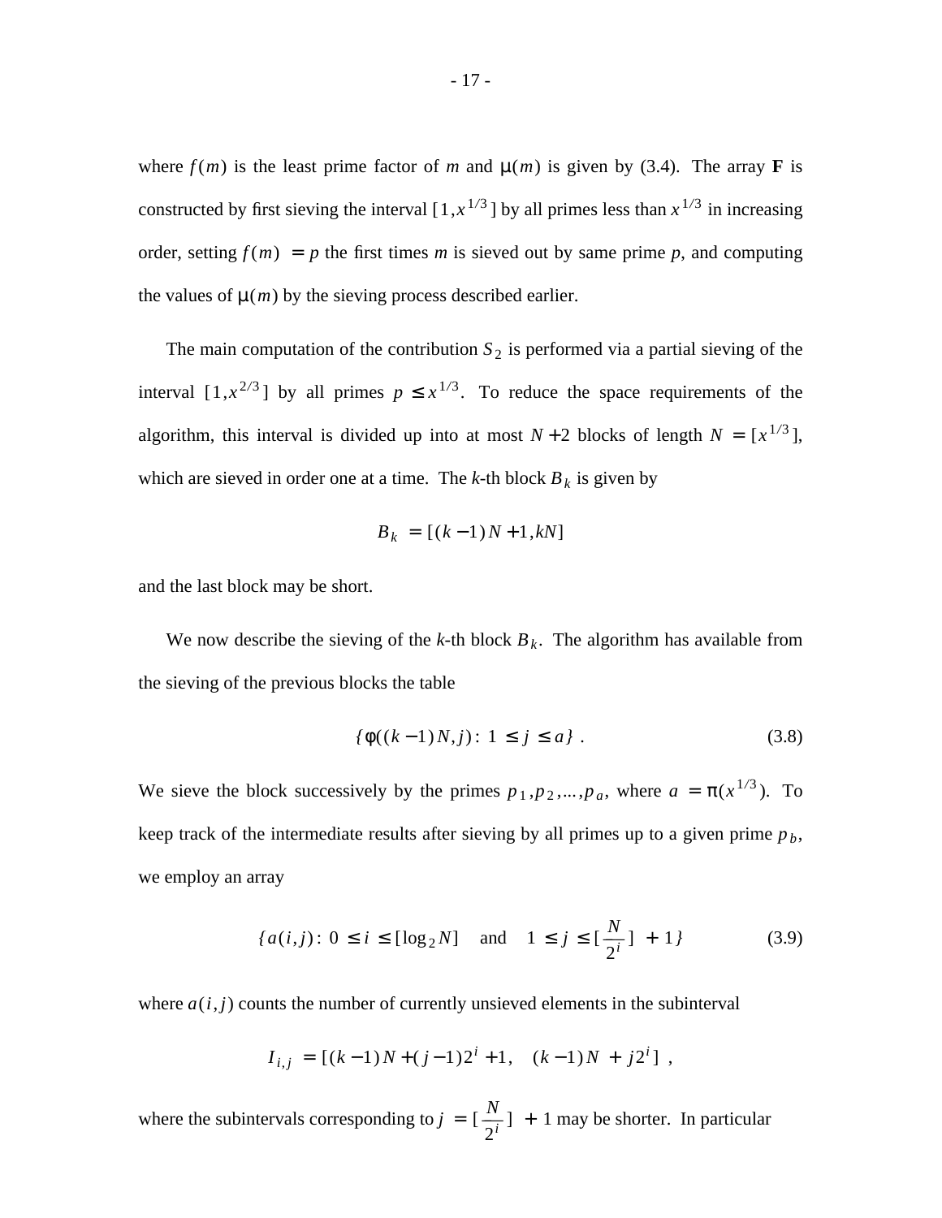where $f(m)$ is the least prime factor of $m$ and $\mu(m)$ is given by (3.4). The array **F** is constructed by first sieving the interval $[1, x^{1/3}]$ by all primes less than $x^{1/3}$ in increasing order, setting $f(m) = p$ the first times $m$ is sieved out by same prime $p$, and computing the values of $\mu(m)$ by the sieving process described earlier.

The main computation of the contribution $S_2$ is performed via a partial sieving of the interval $[1, x^{2/3}]$ by all primes $p \le x^{1/3}$. To reduce the space requirements of the algorithm, this interval is divided up into at most $N+2$ blocks of length $N = [x^{1/3}]$, which are sieved in order one at a time. The $k$-th block $B_k$ is given by

$$B_k = [(k-1)N+1, kN]$$

and the last block may be short.

We now describe the sieving of the $k$-th block $B_k$. The algorithm has available from the sieving of the previous blocks the table

$$\{\phi((k-1)N, j) : 1 \le j \le a\} . \tag{3.8}$$

We sieve the block successively by the primes $p_1, p_2, \ldots, p_a$, where $a = \pi(x^{1/3})$. To keep track of the intermediate results after sieving by all primes up to a given prime $p_b$, we employ an array

$$\{a(i,j) : 0 \le i \le [\log_2 N] \quad \text{and} \quad 1 \le j \le [\frac{N}{2^i}] + 1\} \tag{3.9}$$

where $a(i,j)$ counts the number of currently unsieved elements in the subinterval

$$I_{i,j} = [(k-1)N + (j-1)2^i + 1, \quad (k-1)N + j2^i] ,$$

where the subintervals corresponding to $j = [\frac{N}{2^i}] + 1$ may be shorter. In particular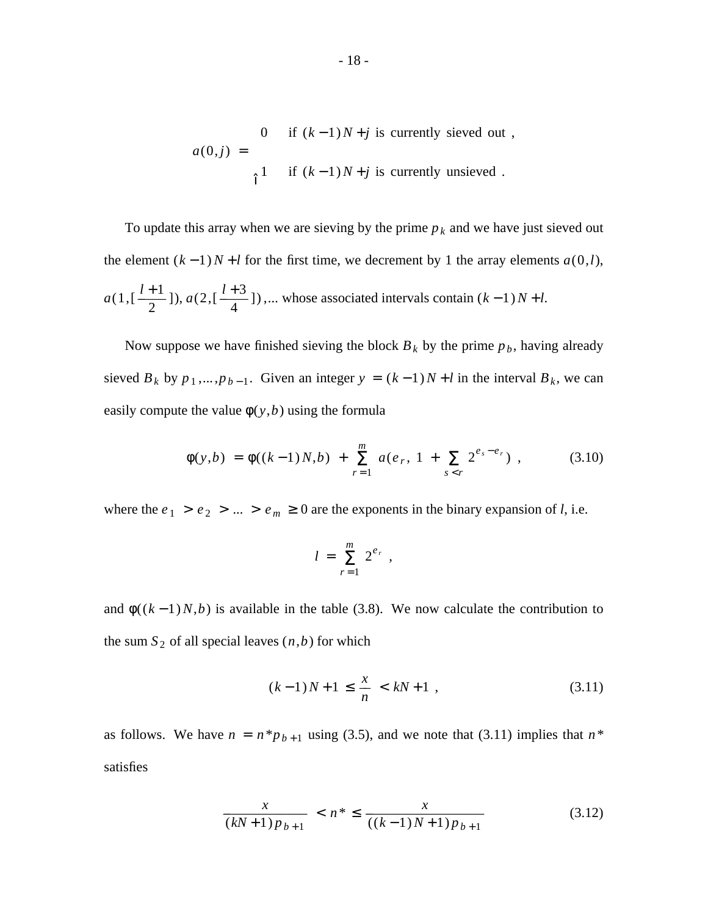$$a(0,j) = \begin{cases} 0 & \text{if } (k-1)N + j \text{ is currently sieved out ,} \\ 1 & \text{if } (k-1)N + j \text{ is currently unsieved .} \end{cases}$$

To update this array when we are sieving by the prime $p_k$ and we have just sieved out the element $(k-1)N + l$ for the first time, we decrement by 1 the array elements $a(0,l)$, $a(1,[\frac{l+1}{2}])$, $a(2,[\frac{l+3}{4}])$ ,... whose associated intervals contain $(k-1)N + l$.

Now suppose we have finished sieving the block $B_k$ by the prime $p_b$, having already sieved $B_k$ by $p_1, \ldots, p_{b-1}$. Given an integer $y = (k-1)N + l$ in the interval $B_k$, we can easily compute the value $\phi(y,b)$ using the formula

$$\phi(y,b) = \phi((k-1)N,b) + \sum_{r=1}^{m} a(e_r,\ 1 + \sum_{s<r} 2^{e_s - e_r}) \ , \tag{3.10}$$

where the $e_1 > e_2 > \ldots > e_m \geq 0$ are the exponents in the binary expansion of $l$, i.e.

$$l = \sum_{r=1}^{m} 2^{e_r} \ ,$$

and $\phi((k-1)N,b)$ is available in the table (3.8). We now calculate the contribution to the sum $S_2$ of all special leaves $(n,b)$ for which

$$(k-1)N + 1 \leq \frac{x}{n} < kN + 1 \ , \tag{3.11}$$

as follows. We have $n = n^* p_{b+1}$ using (3.5), and we note that (3.11) implies that $n^*$ satisfies

$$\frac{x}{(kN+1)\,p_{b+1}} < n^* \leq \frac{x}{((k-1)N+1)\,p_{b+1}} \tag{3.12}$$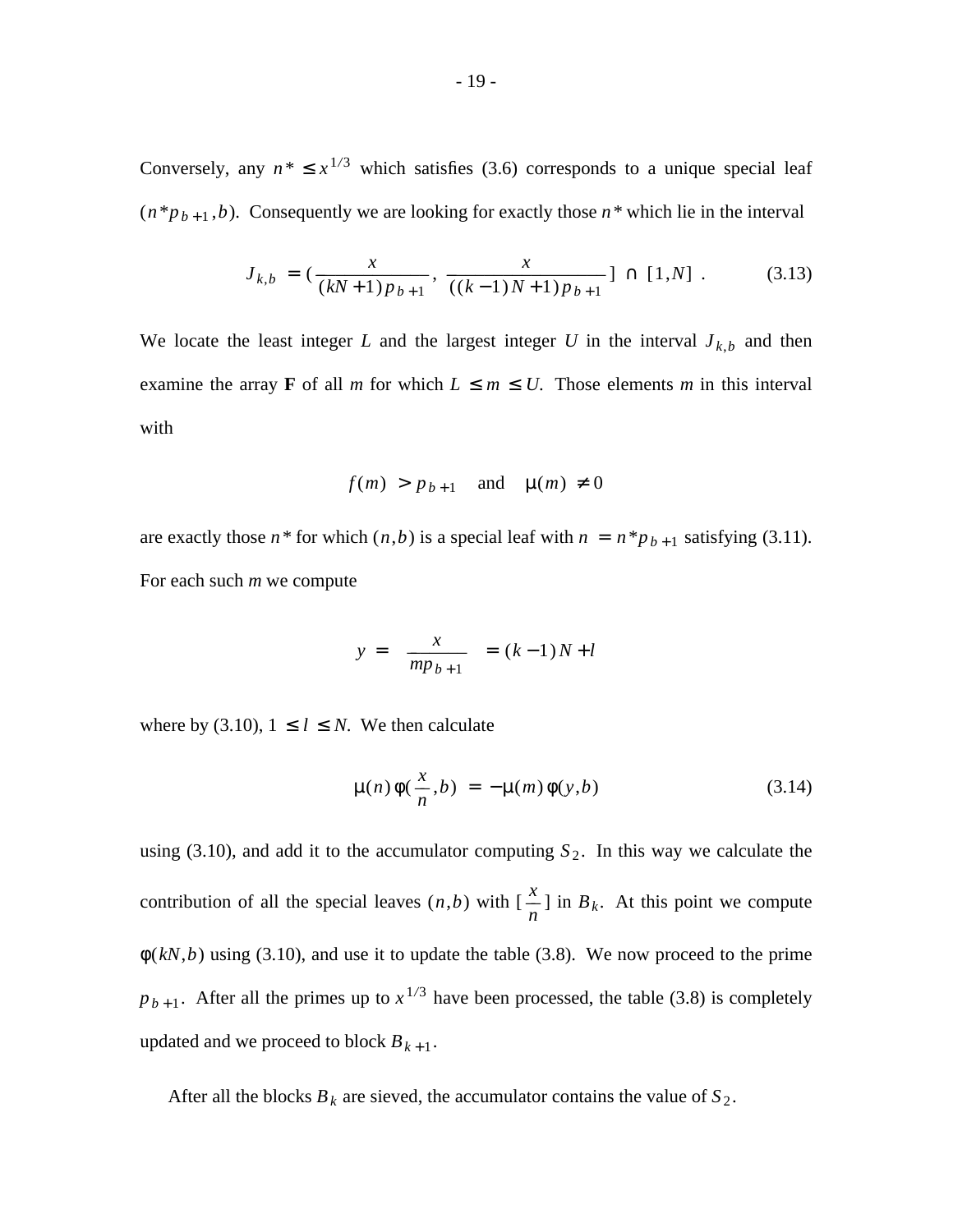Conversely, any $n^* \le x^{1/3}$ which satisfies (3.6) corresponds to a unique special leaf $(n^* p_{b+1}, b)$. Consequently we are looking for exactly those $n^*$ which lie in the interval

$$J_{k,b} = \left( \frac{x}{(kN+1)\,p_{b+1}},\ \frac{x}{((k-1)N+1)\,p_{b+1}} \right] \cap [1, N] \ . \tag{3.13}$$

We locate the least integer $L$ and the largest integer $U$ in the interval $J_{k,b}$ and then examine the array $\mathbf{F}$ of all $m$ for which $L \le m \le U$. Those elements $m$ in this interval with

$$f(m) > p_{b+1} \quad \text{and} \quad \mu(m) \ne 0$$

are exactly those $n^*$ for which $(n, b)$ is a special leaf with $n = n^* p_{b+1}$ satisfying (3.11). For each such $m$ we compute

$$y = \left[ \frac{x}{m p_{b+1}} \right] = (k-1)N + l$$

where by (3.10), $1 \le l \le N$. We then calculate

$$\mu(n)\,\phi\left(\frac{x}{n}, b\right) = -\mu(m)\,\phi(y, b) \tag{3.14}$$

using (3.10), and add it to the accumulator computing $S_2$. In this way we calculate the contribution of all the special leaves $(n, b)$ with $\left[\frac{x}{n}\right]$ in $B_k$. At this point we compute $\phi(kN, b)$ using (3.10), and use it to update the table (3.8). We now proceed to the prime $p_{b+1}$. After all the primes up to $x^{1/3}$ have been processed, the table (3.8) is completely updated and we proceed to block $B_{k+1}$.

After all the blocks $B_k$ are sieved, the accumulator contains the value of $S_2$.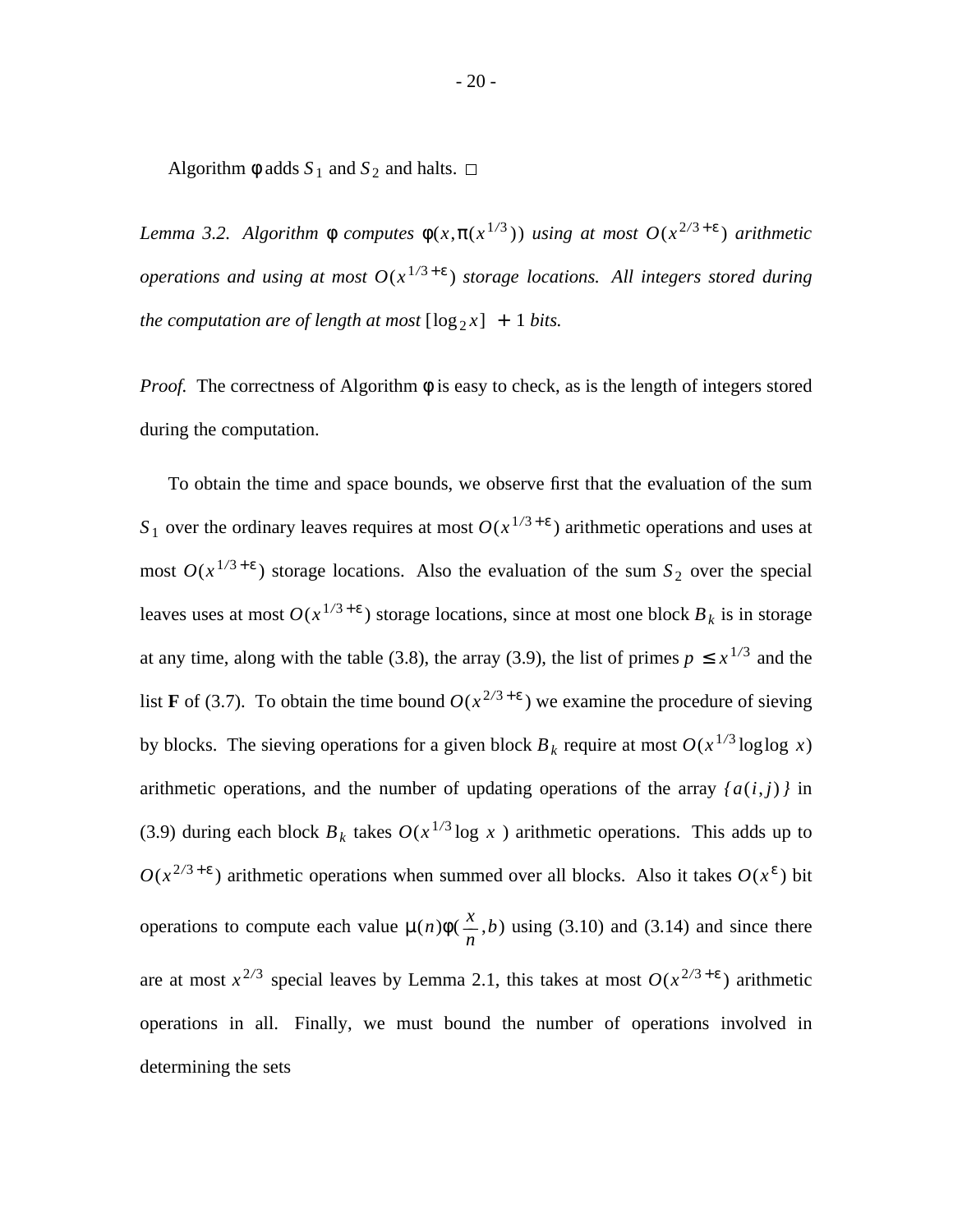Algorithm $\phi$ adds $S_1$ and $S_2$ and halts. □

*Lemma 3.2. Algorithm $\phi$ computes $\phi(x, \pi(x^{1/3}))$ using at most $O(x^{2/3+\epsilon})$ arithmetic operations and using at most $O(x^{1/3+\epsilon})$ storage locations. All integers stored during the computation are of length at most $[\log_2 x] + 1$ bits.*

*Proof.* The correctness of Algorithm $\phi$ is easy to check, as is the length of integers stored during the computation.

To obtain the time and space bounds, we observe first that the evaluation of the sum $S_1$ over the ordinary leaves requires at most $O(x^{1/3+\epsilon})$ arithmetic operations and uses at most $O(x^{1/3+\epsilon})$ storage locations. Also the evaluation of the sum $S_2$ over the special leaves uses at most $O(x^{1/3+\epsilon})$ storage locations, since at most one block $B_k$ is in storage at any time, along with the table (3.8), the array (3.9), the list of primes $p \leq x^{1/3}$ and the list **F** of (3.7). To obtain the time bound $O(x^{2/3+\epsilon})$ we examine the procedure of sieving by blocks. The sieving operations for a given block $B_k$ require at most $O(x^{1/3} \log\log x)$ arithmetic operations, and the number of updating operations of the array $\{a(i,j)\}$ in (3.9) during each block $B_k$ takes $O(x^{1/3} \log x)$ arithmetic operations. This adds up to $O(x^{2/3+\epsilon})$ arithmetic operations when summed over all blocks. Also it takes $O(x^{\epsilon})$ bit operations to compute each value $\mu(n)\phi(\frac{x}{n}, b)$ using (3.10) and (3.14) and since there are at most $x^{2/3}$ special leaves by Lemma 2.1, this takes at most $O(x^{2/3+\epsilon})$ arithmetic operations in all. Finally, we must bound the number of operations involved in determining the sets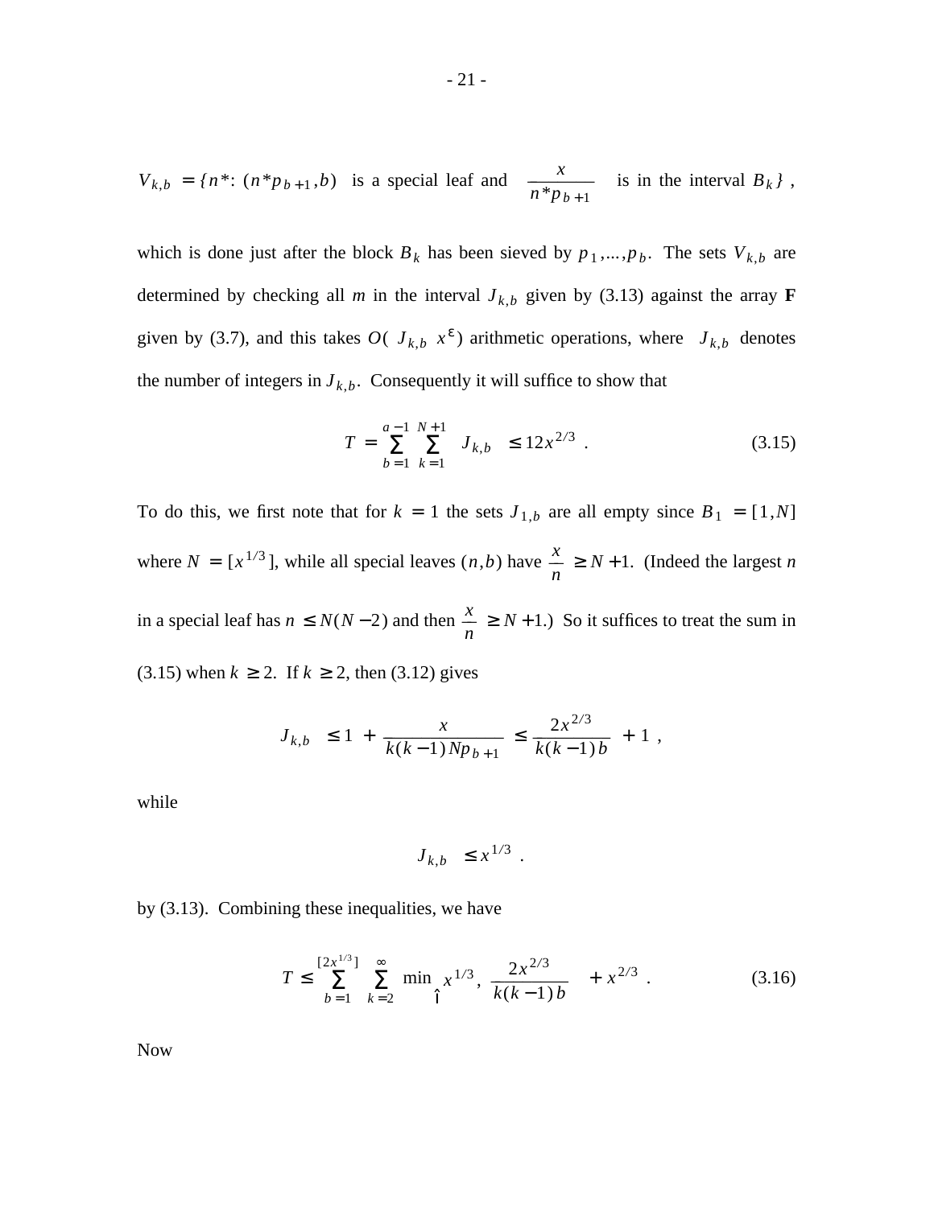$$V_{k,b} = \{ n^* \colon (n^* p_{b+1}, b) \text{ is a special leaf and } \frac{x}{n^* p_{b+1}} \text{ is in the interval } B_k \} ,$$

which is done just after the block $B_k$ has been sieved by $p_1, \ldots, p_b$. The sets $V_{k,b}$ are determined by checking all $m$ in the interval $J_{k,b}$ given by (3.13) against the array **F** given by (3.7), and this takes $O( | J_{k,b} | \, x^{\varepsilon} )$ arithmetic operations, where $| J_{k,b} |$ denotes the number of integers in $J_{k,b}$. Consequently it will suffice to show that

$$T = \sum_{b=1}^{a-1} \sum_{k=1}^{N+1} | J_{k,b} | \leq 12 x^{2/3} . \tag{3.15}$$

To do this, we first note that for $k = 1$ the sets $J_{1,b}$ are all empty since $B_1 = [1, N]$ where $N = [x^{1/3}]$, while all special leaves $(n, b)$ have $\frac{x}{n} \geq N + 1$. (Indeed the largest $n$ in a special leaf has $n \leq N(N-2)$ and then $\frac{x}{n} \geq N + 1$.) So it suffices to treat the sum in (3.15) when $k \geq 2$. If $k \geq 2$, then (3.12) gives

$$| J_{k,b} | \leq 1 + \frac{x}{k(k-1) N p_{b+1}} \leq \frac{2x^{2/3}}{k(k-1)\, b} + 1 ,$$

while

$$| J_{k,b} | \leq x^{1/3} .$$

by (3.13). Combining these inequalities, we have

$$T \leq \sum_{b=1}^{[2x^{1/3}]} \sum_{k=2}^{\infty} \min \left\{ x^{1/3} , \frac{2x^{2/3}}{k(k-1)\, b} \right\} + x^{2/3} . \tag{3.16}$$

Now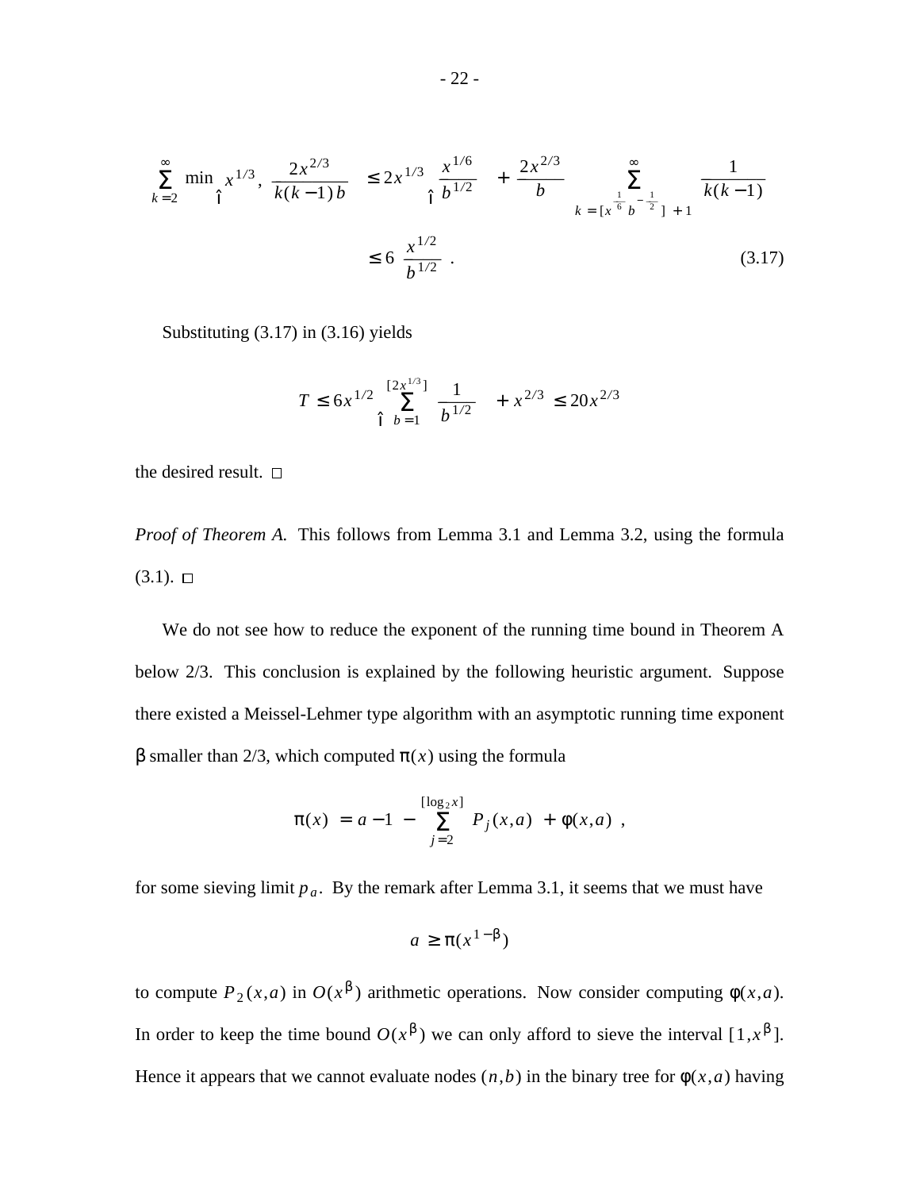$$\sum_{k=2}^{\infty} \min \left\{ x^{1/3}, \frac{2x^{2/3}}{k(k-1)b} \right\} \leq 2x^{1/3} \left\{ \frac{x^{1/6}}{b^{1/2}} \right\} + \frac{2x^{2/3}}{b} \sum_{k=[x^{\frac{1}{6}} b^{-\frac{1}{2}}]+1}^{\infty} \frac{1}{k(k-1)}$$

$$\leq 6 \frac{x^{1/2}}{b^{1/2}} . \tag{3.17}$$

Substituting (3.17) in (3.16) yields

$$T \leq 6x^{1/2} \left\{ \sum_{b=1}^{[2x^{1/3}]} \frac{1}{b^{1/2}} \right\} + x^{2/3} \leq 20x^{2/3}$$

the desired result. □

*Proof of Theorem A.* This follows from Lemma 3.1 and Lemma 3.2, using the formula (3.1). □

We do not see how to reduce the exponent of the running time bound in Theorem A below 2/3. This conclusion is explained by the following heuristic argument. Suppose there existed a Meissel-Lehmer type algorithm with an asymptotic running time exponent $\beta$ smaller than 2/3, which computed $\pi(x)$ using the formula

$$\pi(x) = a - 1 - \sum_{j=2}^{[\log_2 x]} P_j(x,a) + \phi(x,a) ,$$

for some sieving limit $p_a$. By the remark after Lemma 3.1, it seems that we must have

$$a \geq \pi(x^{1-\beta})$$

to compute $P_2(x,a)$ in $O(x^{\beta})$ arithmetic operations. Now consider computing $\phi(x,a)$. In order to keep the time bound $O(x^{\beta})$ we can only afford to sieve the interval $[1,x^{\beta}]$. Hence it appears that we cannot evaluate nodes $(n,b)$ in the binary tree for $\phi(x,a)$ having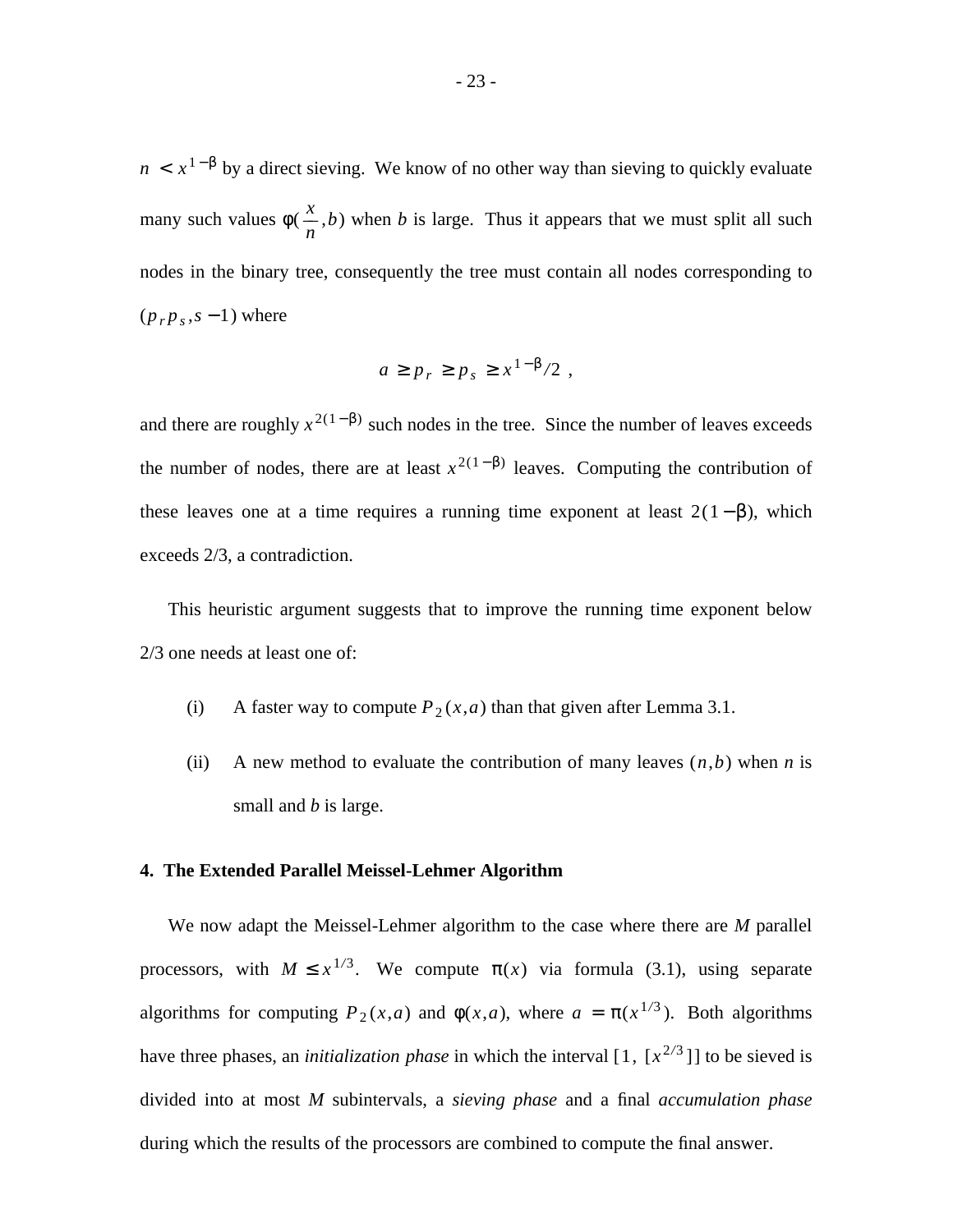$n < x^{1-\beta}$ by a direct sieving. We know of no other way than sieving to quickly evaluate many such values $\phi(\frac{x}{n}, b)$ when $b$ is large. Thus it appears that we must split all such nodes in the binary tree, consequently the tree must contain all nodes corresponding to $(p_r p_s, s-1)$ where

$$a \geq p_r \geq p_s \geq x^{1-\beta}/2 ,$$

and there are roughly $x^{2(1-\beta)}$ such nodes in the tree. Since the number of leaves exceeds the number of nodes, there are at least $x^{2(1-\beta)}$ leaves. Computing the contribution of these leaves one at a time requires a running time exponent at least $2(1-\beta)$, which exceeds 2/3, a contradiction.

This heuristic argument suggests that to improve the running time exponent below 2/3 one needs at least one of:

(i) A faster way to compute $P_2(x,a)$ than that given after Lemma 3.1.

(ii) A new method to evaluate the contribution of many leaves $(n,b)$ when $n$ is small and $b$ is large.

## 4. The Extended Parallel Meissel-Lehmer Algorithm

We now adapt the Meissel-Lehmer algorithm to the case where there are $M$ parallel processors, with $M \leq x^{1/3}$. We compute $\pi(x)$ via formula (3.1), using separate algorithms for computing $P_2(x,a)$ and $\phi(x,a)$, where $a = \pi(x^{1/3})$. Both algorithms have three phases, an *initialization phase* in which the interval $[1, [x^{2/3}]]$ to be sieved is divided into at most $M$ subintervals, a *sieving phase* and a final *accumulation phase* during which the results of the processors are combined to compute the final answer.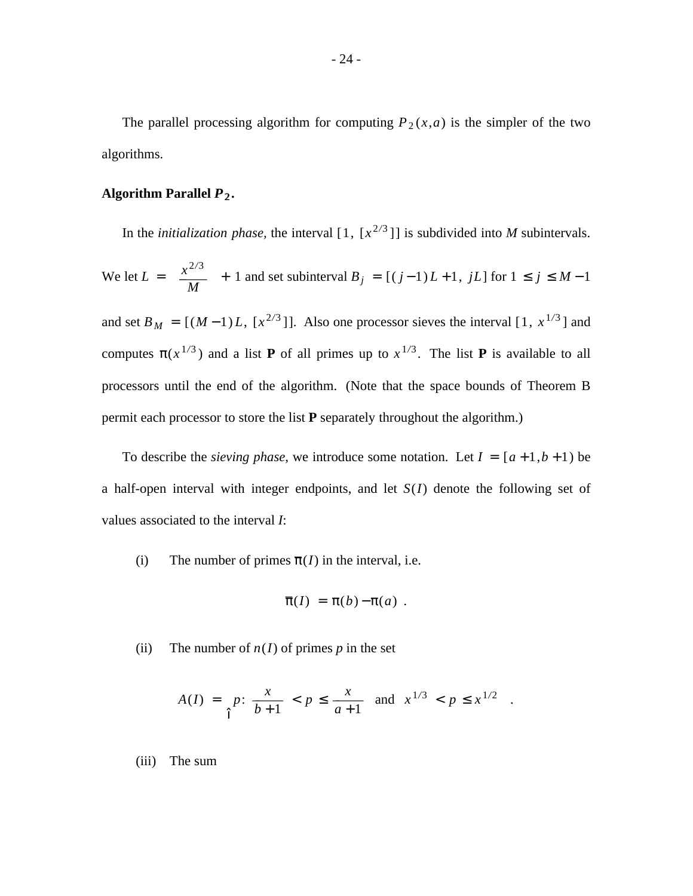The parallel processing algorithm for computing $P_2(x,a)$ is the simpler of the two algorithms.

**Algorithm Parallel $P_2$.**

In the *initialization phase,* the interval $[1, [x^{2/3}]]$ is subdivided into $M$ subintervals. We let $L = \left[\frac{x^{2/3}}{M}\right] + 1$ and set subinterval $B_j = [(j-1)L+1, jL]$ for $1 \le j \le M-1$ and set $B_M = [(M-1)L, [x^{2/3}]]$. Also one processor sieves the interval $[1, x^{1/3}]$ and computes $\pi(x^{1/3})$ and a list **P** of all primes up to $x^{1/3}$. The list **P** is available to all processors until the end of the algorithm. (Note that the space bounds of Theorem B permit each processor to store the list **P** separately throughout the algorithm.)

To describe the *sieving phase,* we introduce some notation. Let $I = [a+1, b+1)$ be a half-open interval with integer endpoints, and let $S(I)$ denote the following set of values associated to the interval $I$:

(i) The number of primes $\pi(I)$ in the interval, i.e.

$$\bar{\pi}(I) = \pi(b) - \pi(a) \ .$$

(ii) The number of $n(I)$ of primes $p$ in the set

$$A(I) = \left\{ p: \frac{x}{b+1} < p \le \frac{x}{a+1} \ \text{ and } \ x^{1/3} < p \le x^{1/2} \right\} .$$

(iii) The sum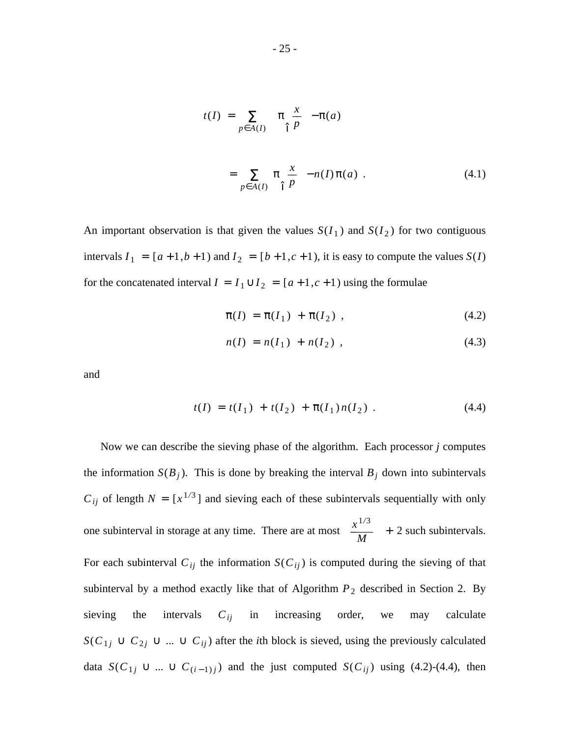$$t(I) = \sum_{p \in A(I)} \left( \pi \left( \frac{x}{p} \right) - \pi(a) \right)$$

$$= \sum_{p \in A(I)} \pi \left( \frac{x}{p} \right) - n(I) \pi(a) \ . \tag{4.1}$$

An important observation is that given the values $S(I_1)$ and $S(I_2)$ for two contiguous intervals $I_1 = [a+1, b+1)$ and $I_2 = [b+1, c+1)$, it is easy to compute the values $S(I)$ for the concatenated interval $I = I_1 \cup I_2 = [a+1, c+1)$ using the formulae

$$\pi(I) = \pi(I_1) + \pi(I_2) \ , \tag{4.2}$$

$$n(I) = n(I_1) + n(I_2) \ , \tag{4.3}$$

and

$$t(I) = t(I_1) + t(I_2) + \pi(I_1) n(I_2) \ . \tag{4.4}$$

Now we can describe the sieving phase of the algorithm. Each processor $j$ computes the information $S(B_j)$. This is done by breaking the interval $B_j$ down into subintervals $C_{ij}$ of length $N = [x^{1/3}]$ and sieving each of these subintervals sequentially with only one subinterval in storage at any time. There are at most $\left\lfloor \frac{x^{1/3}}{M} \right\rfloor + 2$ such subintervals. For each subinterval $C_{ij}$ the information $S(C_{ij})$ is computed during the sieving of that subinterval by a method exactly like that of Algorithm $P_2$ described in Section 2. By sieving the intervals $C_{ij}$ in increasing order, we may calculate $S(C_{1j} \cup C_{2j} \cup \ldots \cup C_{ij})$ after the $i$th block is sieved, using the previously calculated data $S(C_{1j} \cup \ldots \cup C_{(i-1)j})$ and the just computed $S(C_{ij})$ using (4.2)-(4.4), then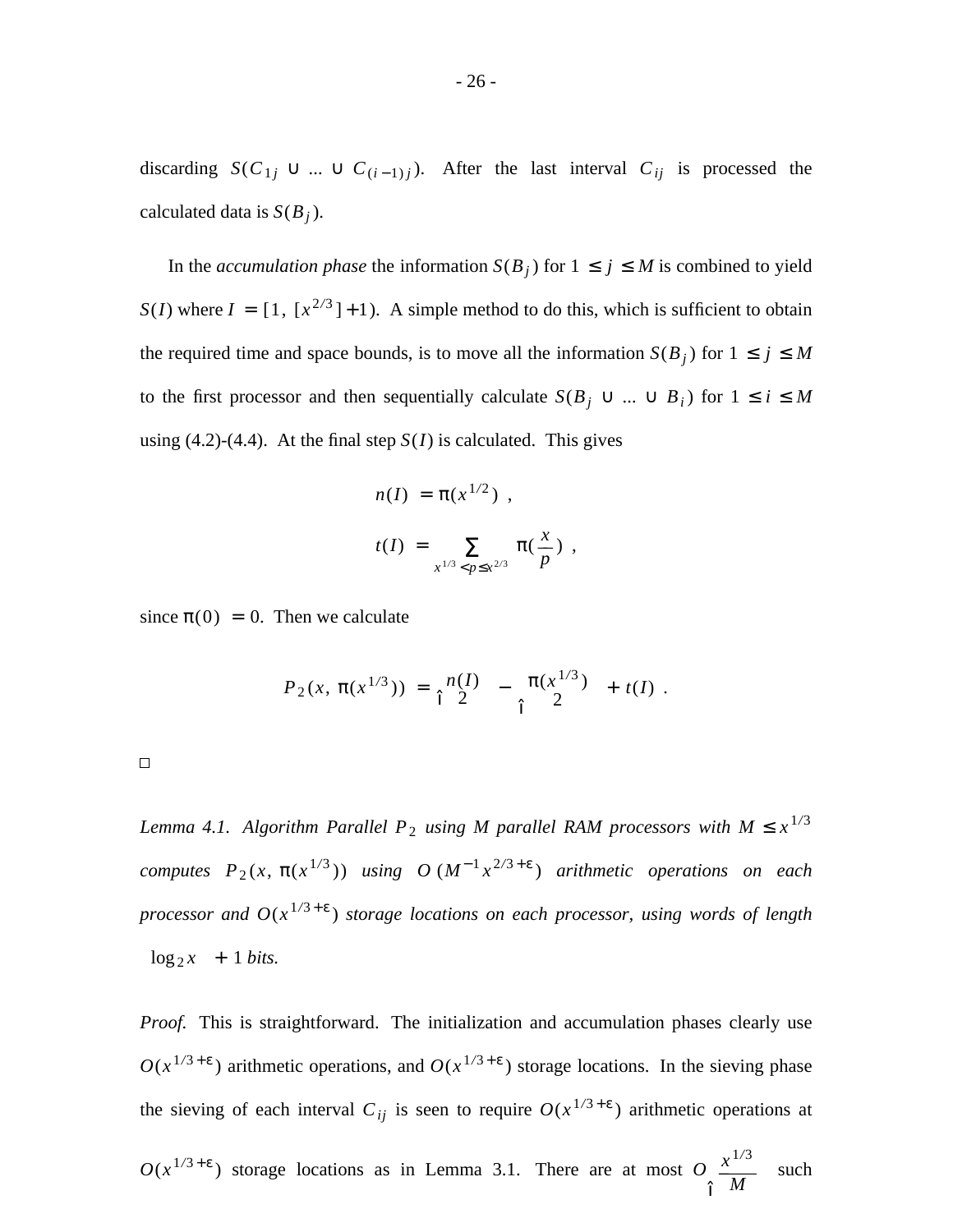discarding $S(C_{1j} \cup \ldots \cup C_{(i-1)j})$. After the last interval $C_{ij}$ is processed the calculated data is $S(B_j)$.

In the *accumulation phase* the information $S(B_j)$ for $1 \le j \le M$ is combined to yield $S(I)$ where $I = [1, [x^{2/3}]+1)$. A simple method to do this, which is sufficient to obtain the required time and space bounds, is to move all the information $S(B_j)$ for $1 \le j \le M$ to the first processor and then sequentially calculate $S(B_j \cup \ldots \cup B_i)$ for $1 \le i \le M$ using (4.2)-(4.4). At the final step $S(I)$ is calculated. This gives

$$n(I) = \pi(x^{1/2}) ,$$

$$t(I) = \sum_{x^{1/3} < p \le x^{2/3}} \pi\left(\frac{x}{p}\right) ,$$

since $\pi(0) = 0$. Then we calculate

$$P_2(x, \pi(x^{1/3})) = \binom{n(I)}{2} - \binom{\pi(x^{1/3})}{2} + t(I) .$$

□

*Lemma 4.1. Algorithm Parallel $P_2$ using $M$ parallel RAM processors with $M \le x^{1/3}$ computes $P_2(x, \pi(x^{1/3}))$ using $O(M^{-1} x^{2/3+\varepsilon})$ arithmetic operations on each processor and $O(x^{1/3+\varepsilon})$ storage locations on each processor, using words of length $\lceil \log_2 x \rceil + 1$ bits.*

*Proof.* This is straightforward. The initialization and accumulation phases clearly use $O(x^{1/3+\varepsilon})$ arithmetic operations, and $O(x^{1/3+\varepsilon})$ storage locations. In the sieving phase the sieving of each interval $C_{ij}$ is seen to require $O(x^{1/3+\varepsilon})$ arithmetic operations at $O(x^{1/3+\varepsilon})$ storage locations as in Lemma 3.1. There are at most $O\left(\frac{x^{1/3}}{M}\right)$ such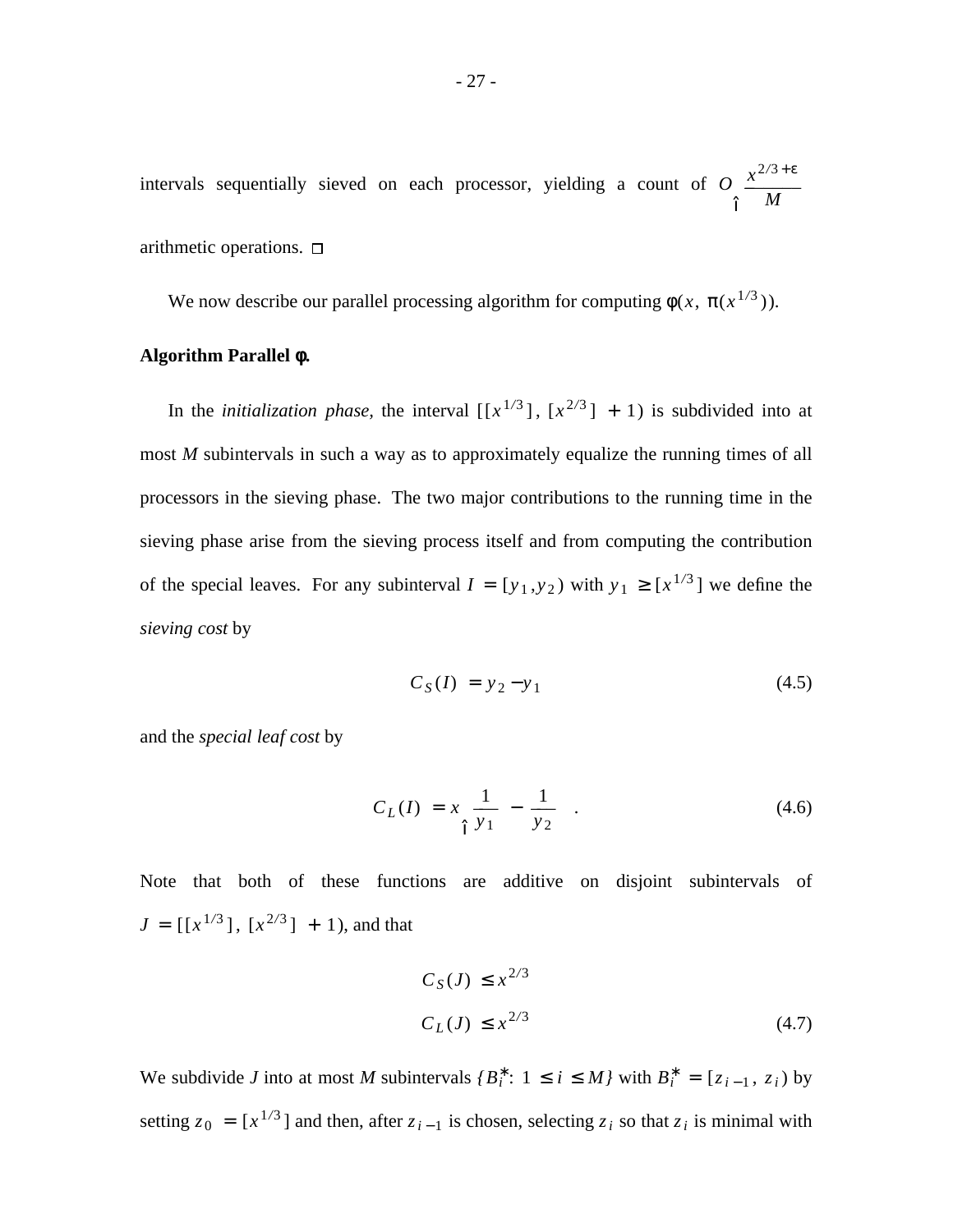intervals sequentially sieved on each processor, yielding a count of $O\left(\frac{x^{2/3+\epsilon}}{M}\right)$ arithmetic operations. $\square$

We now describe our parallel processing algorithm for computing $\phi(x, \pi(x^{1/3}))$.

**Algorithm Parallel $\phi$.**

In the *initialization phase*, the interval $[[x^{1/3}], [x^{2/3}] + 1)$ is subdivided into at most $M$ subintervals in such a way as to approximately equalize the running times of all processors in the sieving phase. The two major contributions to the running time in the sieving phase arise from the sieving process itself and from computing the contribution of the special leaves. For any subinterval $I = [y_1, y_2)$ with $y_1 \geq [x^{1/3}]$ we define the *sieving cost* by

$$C_S(I) = y_2 - y_1 \tag{4.5}$$

and the *special leaf cost* by

$$C_L(I) = x\left(\frac{1}{y_1} - \frac{1}{y_2}\right). \tag{4.6}$$

Note that both of these functions are additive on disjoint subintervals of $J = [[x^{1/3}], [x^{2/3}] + 1)$, and that

$$\begin{aligned} C_S(J) &\leq x^{2/3} \\ C_L(J) &\leq x^{2/3} \end{aligned} \tag{4.7}$$

We subdivide $J$ into at most $M$ subintervals $\{B_i^*: 1 \leq i \leq M\}$ with $B_i^* = [z_{i-1}, z_i)$ by setting $z_0 = [x^{1/3}]$ and then, after $z_{i-1}$ is chosen, selecting $z_i$ so that $z_i$ is minimal with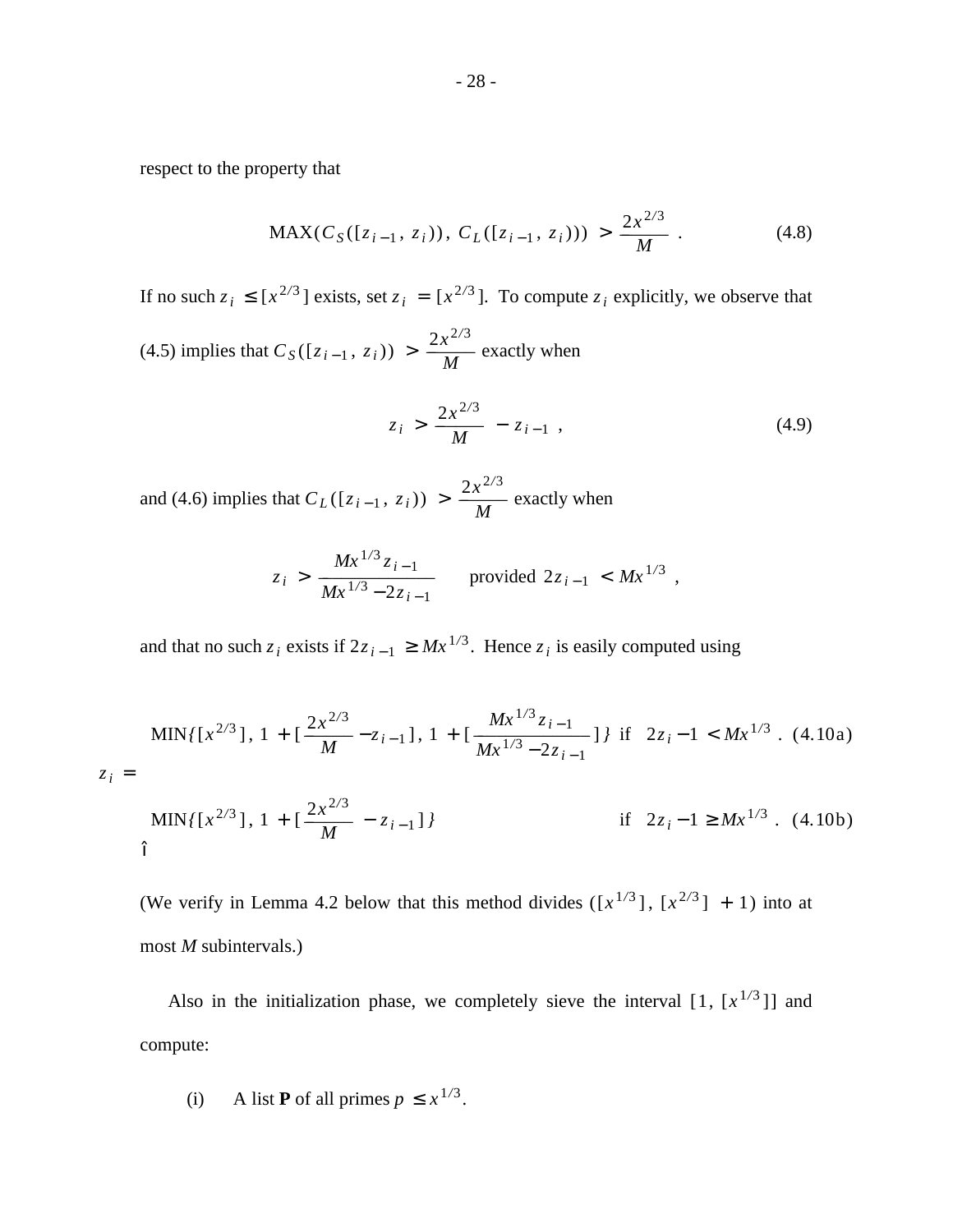respect to the property that

$$\mathrm{MAX}(C_S([z_{i-1}, z_i)), C_L([z_{i-1}, z_i))) > \frac{2x^{2/3}}{M} . \tag{4.8}$$

If no such $z_i \le [x^{2/3}]$ exists, set $z_i = [x^{2/3}]$. To compute $z_i$ explicitly, we observe that (4.5) implies that $C_S([z_{i-1}, z_i)) > \frac{2x^{2/3}}{M}$ exactly when

$$z_i > \frac{2x^{2/3}}{M} - z_{i-1} , \tag{4.9}$$

and (4.6) implies that $C_L([z_{i-1}, z_i)) > \frac{2x^{2/3}}{M}$ exactly when

$$z_i > \frac{Mx^{1/3} z_{i-1}}{Mx^{1/3} - 2z_{i-1}} \quad \text{provided } 2z_{i-1} < Mx^{1/3} ,$$

and that no such $z_i$ exists if $2z_{i-1} \ge Mx^{1/3}$. Hence $z_i$ is easily computed using

$$z_i = \begin{cases} \mathrm{MIN}\{[x^{2/3}], 1 + [\frac{2x^{2/3}}{M} - z_{i-1}], 1 + [\frac{Mx^{1/3} z_{i-1}}{Mx^{1/3} - 2z_{i-1}}]\} & \text{if } 2z_i - 1 < Mx^{1/3} . \quad (4.10a) \\ \mathrm{MIN}\{[x^{2/3}], 1 + [\frac{2x^{2/3}}{M} - z_{i-1}]\} & \text{if } 2z_i - 1 \ge Mx^{1/3} . \quad (4.10b) \end{cases}$$

(We verify in Lemma 4.2 below that this method divides $([x^{1/3}], [x^{2/3}] + 1)$ into at most $M$ subintervals.)

Also in the initialization phase, we completely sieve the interval $[1, [x^{1/3}]]$ and compute:

(i) A list **P** of all primes $p \le x^{1/3}$.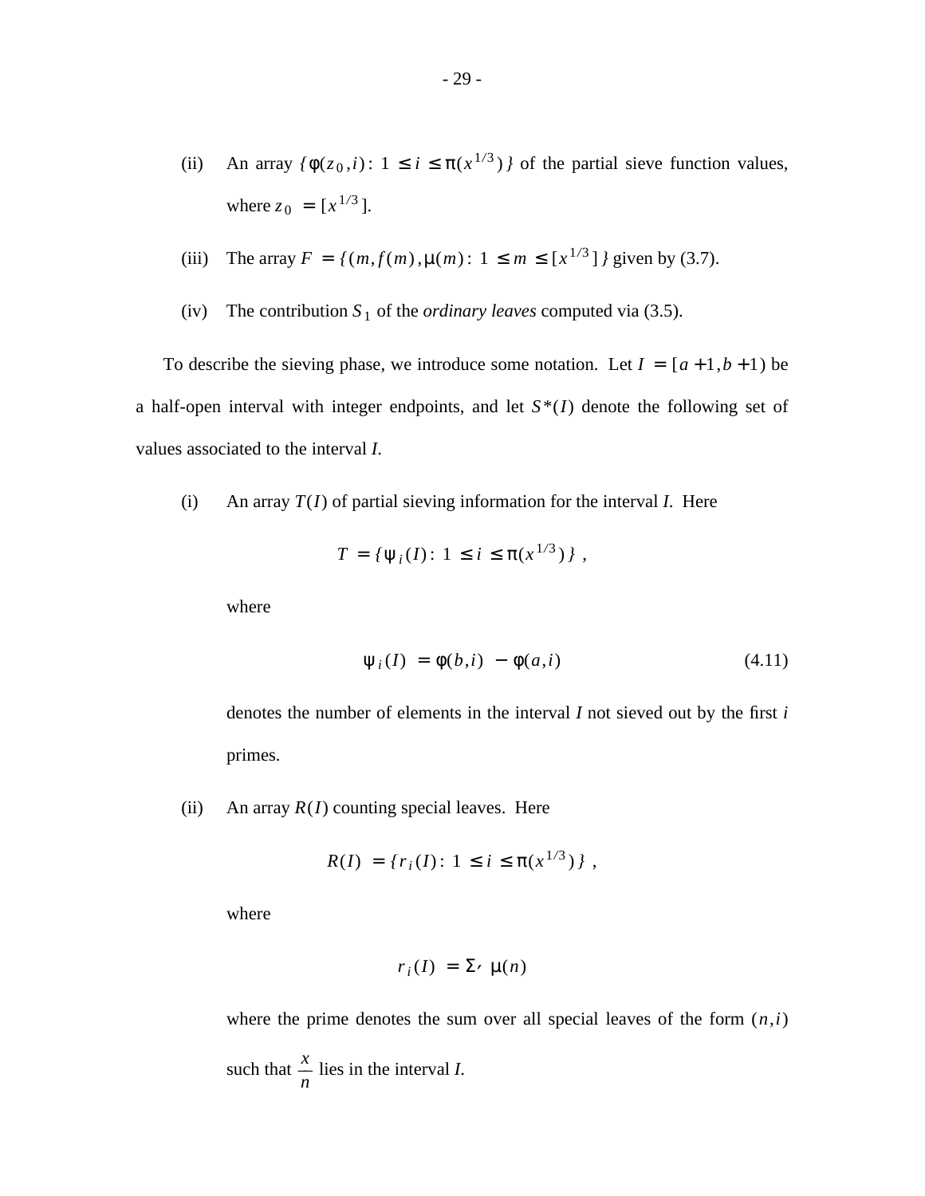(ii) An array $\{ \phi(z_0, i) : 1 \le i \le \pi(x^{1/3}) \}$ of the partial sieve function values, where $z_0 = [x^{1/3}]$.

(iii) The array $F = \{ (m, f(m), \mu(m) : 1 \le m \le [x^{1/3}] \}$ given by (3.7).

(iv) The contribution $S_1$ of the *ordinary leaves* computed via (3.5).

To describe the sieving phase, we introduce some notation. Let $I = [a+1, b+1)$ be a half-open interval with integer endpoints, and let $S^*(I)$ denote the following set of values associated to the interval *I*.

(i) An array $T(I)$ of partial sieving information for the interval *I*. Here

$$T = \{ \psi_i(I) : 1 \le i \le \pi(x^{1/3}) \} ,$$

where

$$\psi_i(I) = \phi(b, i) - \phi(a, i) \tag{4.11}$$

denotes the number of elements in the interval *I* not sieved out by the first *i* primes.

(ii) An array $R(I)$ counting special leaves. Here

$$R(I) = \{ r_i(I) : 1 \le i \le \pi(x^{1/3}) \} ,$$

where

$$r_i(I) = \Sigma' \ \mu(n)$$

where the prime denotes the sum over all special leaves of the form $(n, i)$ such that $\dfrac{x}{n}$ lies in the interval *I*.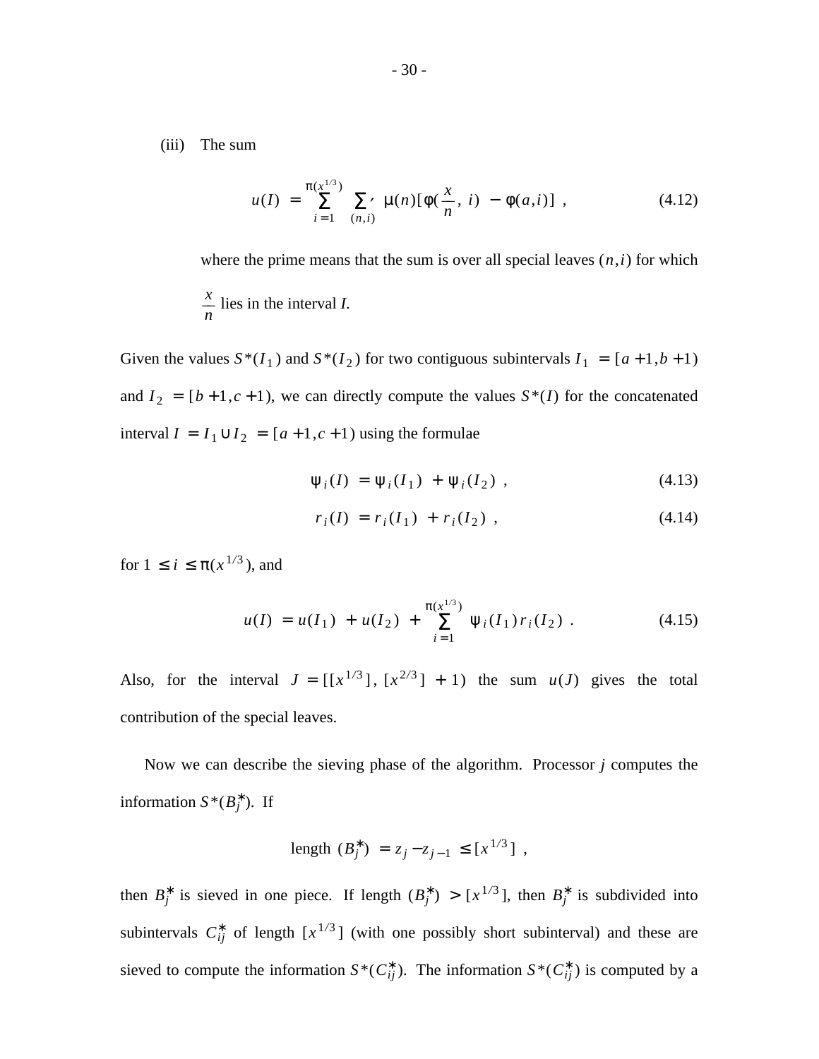(iii) The sum

$$u(I) = \sum_{i=1}^{\pi(x^{1/3})} \sum_{(n,i)}{}' \mu(n)[\phi(\frac{x}{n}, i) - \phi(a,i)] , \tag{4.12}$$

where the prime means that the sum is over all special leaves $(n,i)$ for which $\frac{x}{n}$ lies in the interval $I$.

Given the values $S^*(I_1)$ and $S^*(I_2)$ for two contiguous subintervals $I_1 = [a+1, b+1)$ and $I_2 = [b+1, c+1)$, we can directly compute the values $S^*(I)$ for the concatenated interval $I = I_1 \cup I_2 = [a+1, c+1)$ using the formulae

$$\psi_i(I) = \psi_i(I_1) + \psi_i(I_2) , \tag{4.13}$$

$$r_i(I) = r_i(I_1) + r_i(I_2) , \tag{4.14}$$

for $1 \le i \le \pi(x^{1/3})$, and

$$u(I) = u(I_1) + u(I_2) + \sum_{i=1}^{\pi(x^{1/3})} \psi_i(I_1) r_i(I_2) . \tag{4.15}$$

Also, for the interval $J = [[x^{1/3}], [x^{2/3}] + 1)$ the sum $u(J)$ gives the total contribution of the special leaves.

Now we can describe the sieving phase of the algorithm. Processor $j$ computes the information $S^*(B_j^*)$. If

$$\text{length } (B_j^*) = z_j - z_{j-1} \le [x^{1/3}] ,$$

then $B_j^*$ is sieved in one piece. If length $(B_j^*) > [x^{1/3}]$, then $B_j^*$ is subdivided into subintervals $C_{ij}^*$ of length $[x^{1/3}]$ (with one possibly short subinterval) and these are sieved to compute the information $S^*(C_{ij}^*)$. The information $S^*(C_{ij}^*)$ is computed by a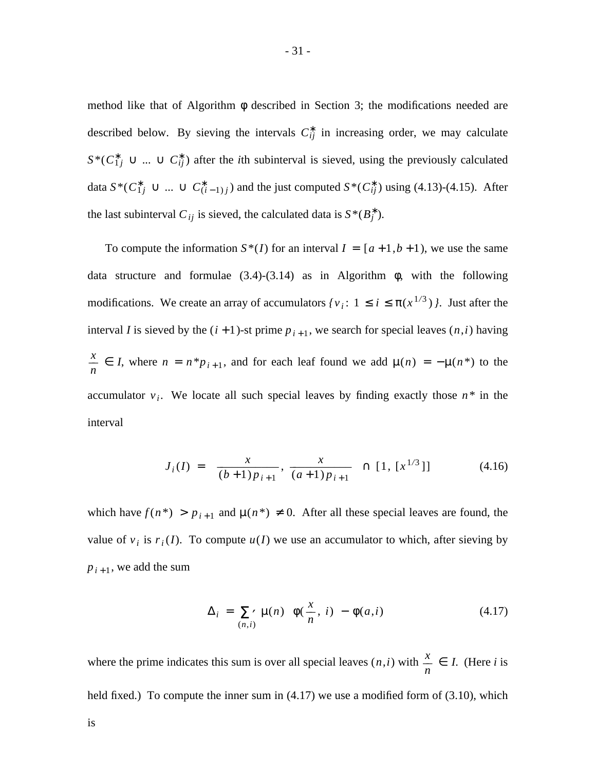method like that of Algorithm $\phi$ described in Section 3; the modifications needed are described below. By sieving the intervals $C_{ij}^*$ in increasing order, we may calculate $S^*(C_{1j}^* \cup \ldots \cup C_{ij}^*)$ after the $i$th subinterval is sieved, using the previously calculated data $S^*(C_{1j}^* \cup \ldots \cup C_{(i-1)j}^*)$ and the just computed $S^*(C_{ij}^*)$ using (4.13)-(4.15). After the last subinterval $C_{ij}$ is sieved, the calculated data is $S^*(B_j^*)$.

To compute the information $S^*(I)$ for an interval $I = [a+1, b+1)$, we use the same data structure and formulae (3.4)-(3.14) as in Algorithm $\phi$, with the following modifications. We create an array of accumulators $\{v_i : 1 \le i \le \pi(x^{1/3})\}$. Just after the interval $I$ is sieved by the $(i+1)$-st prime $p_{i+1}$, we search for special leaves $(n, i)$ having $\frac{x}{n} \in I$, where $n = n^* p_{i+1}$, and for each leaf found we add $\mu(n) = -\mu(n^*)$ to the accumulator $v_i$. We locate all such special leaves by finding exactly those $n^*$ in the interval

$$J_i(I) = \left( \frac{x}{(b+1)p_{i+1}}, \frac{x}{(a+1)p_{i+1}} \right] \cap [1, [x^{1/3}]] \tag{4.16}$$

which have $f(n^*) > p_{i+1}$ and $\mu(n^*) \ne 0$. After all these special leaves are found, the value of $v_i$ is $r_i(I)$. To compute $u(I)$ we use an accumulator to which, after sieving by $p_{i+1}$, we add the sum

$$\Delta_i = \sum_{(n,i)}{}' \mu(n) \left( \phi\left(\frac{x}{n}, i\right) - \phi(a, i) \right) \tag{4.17}$$

where the prime indicates this sum is over all special leaves $(n, i)$ with $\frac{x}{n} \in I$. (Here $i$ is held fixed.) To compute the inner sum in (4.17) we use a modified form of (3.10), which is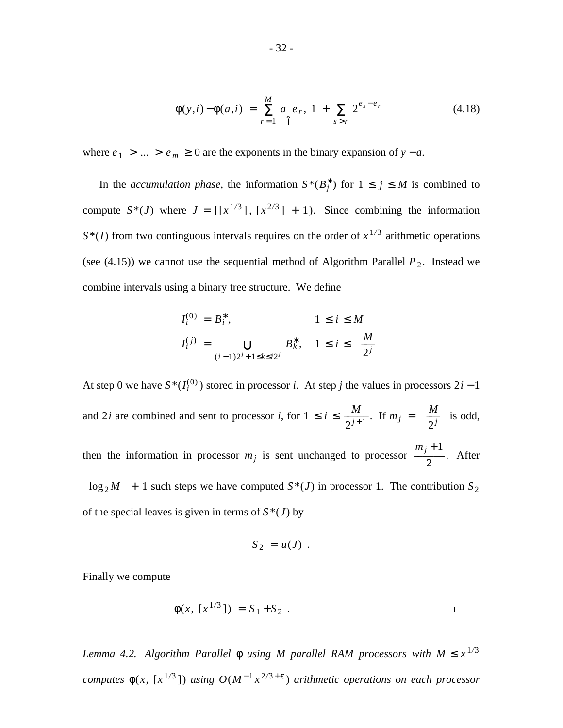$$\phi(y,i) - \phi(a,i) = \sum_{r=1}^{M} a_{\hat{\imath}}\left(e_r,\ 1 + \sum_{s>r} 2^{e_s - e_r}\right) \tag{4.18}$$

where $e_1 > ... > e_m \geq 0$ are the exponents in the binary expansion of $y - a$.

In the *accumulation phase*, the information $S^*(B_j^*)$ for $1 \leq j \leq M$ is combined to compute $S^*(J)$ where $J = [[x^{1/3}], [x^{2/3}] + 1)$. Since combining the information $S^*(I)$ from two continguous intervals requires on the order of $x^{1/3}$ arithmetic operations (see (4.15)) we cannot use the sequential method of Algorithm Parallel $P_2$. Instead we combine intervals using a binary tree structure. We define

$$I_i^{(0)} = B_i^*, \qquad\qquad 1 \leq i \leq M$$

$$I_i^{(j)} = \bigcup_{(i-1)2^j + 1 \leq k \leq i 2^j} B_k^*, \quad 1 \leq i \leq \left\lceil \frac{M}{2^j} \right\rceil$$

At step 0 we have $S^*(I_i^{(0)})$ stored in processor $i$. At step $j$ the values in processors $2i - 1$ and $2i$ are combined and sent to processor $i$, for $1 \leq i \leq \frac{M}{2^{j+1}}$. If $m_j = \left\lceil \frac{M}{2^j} \right\rceil$ is odd, then the information in processor $m_j$ is sent unchanged to processor $\frac{m_j + 1}{2}$. After $\lceil \log_2 M \rceil + 1$ such steps we have computed $S^*(J)$ in processor 1. The contribution $S_2$ of the special leaves is given in terms of $S^*(J)$ by

$$S_2 = u(J) \ .$$

Finally we compute

$$\phi(x, [x^{1/3}]) = S_1 + S_2 \ . \qquad \square$$

*Lemma 4.2. Algorithm Parallel $\phi$ using $M$ parallel RAM processors with $M \leq x^{1/3}$ computes $\phi(x, [x^{1/3}])$ using $O(M^{-1} x^{2/3 + \epsilon})$ arithmetic operations on each processor*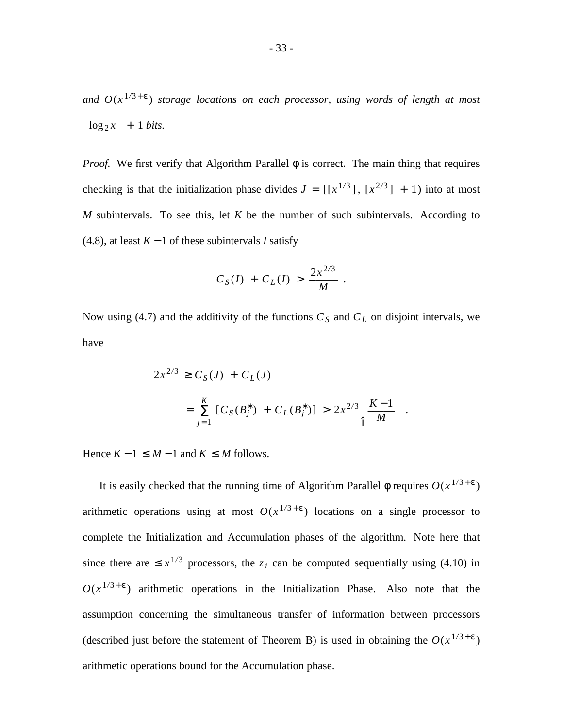*and* $O(x^{1/3+\varepsilon})$ *storage locations on each processor, using words of length at most* $\lceil \log_2 x \rceil + 1$ *bits.*

*Proof.* We first verify that Algorithm Parallel $\phi$ is correct. The main thing that requires checking is that the initialization phase divides $J = [[x^{1/3}], [x^{2/3}] + 1)$ into at most $M$ subintervals. To see this, let $K$ be the number of such subintervals. According to (4.8), at least $K - 1$ of these subintervals $I$ satisfy

$$C_S(I) + C_L(I) > \frac{2x^{2/3}}{M} .$$

Now using (4.7) and the additivity of the functions $C_S$ and $C_L$ on disjoint intervals, we have

$$\begin{aligned} 2x^{2/3} &\geq C_S(J) + C_L(J) \\ &= \sum_{j=1}^{K} [C_S(B_j^*) + C_L(B_j^*)] > 2x^{2/3} \left( \frac{K-1}{M} \right) . \end{aligned}$$

Hence $K - 1 \leq M - 1$ and $K \leq M$ follows.

It is easily checked that the running time of Algorithm Parallel $\phi$ requires $O(x^{1/3+\varepsilon})$ arithmetic operations using at most $O(x^{1/3+\varepsilon})$ locations on a single processor to complete the Initialization and Accumulation phases of the algorithm. Note here that since there are $\leq x^{1/3}$ processors, the $z_i$ can be computed sequentially using (4.10) in $O(x^{1/3+\varepsilon})$ arithmetic operations in the Initialization Phase. Also note that the assumption concerning the simultaneous transfer of information between processors (described just before the statement of Theorem B) is used in obtaining the $O(x^{1/3+\varepsilon})$ arithmetic operations bound for the Accumulation phase.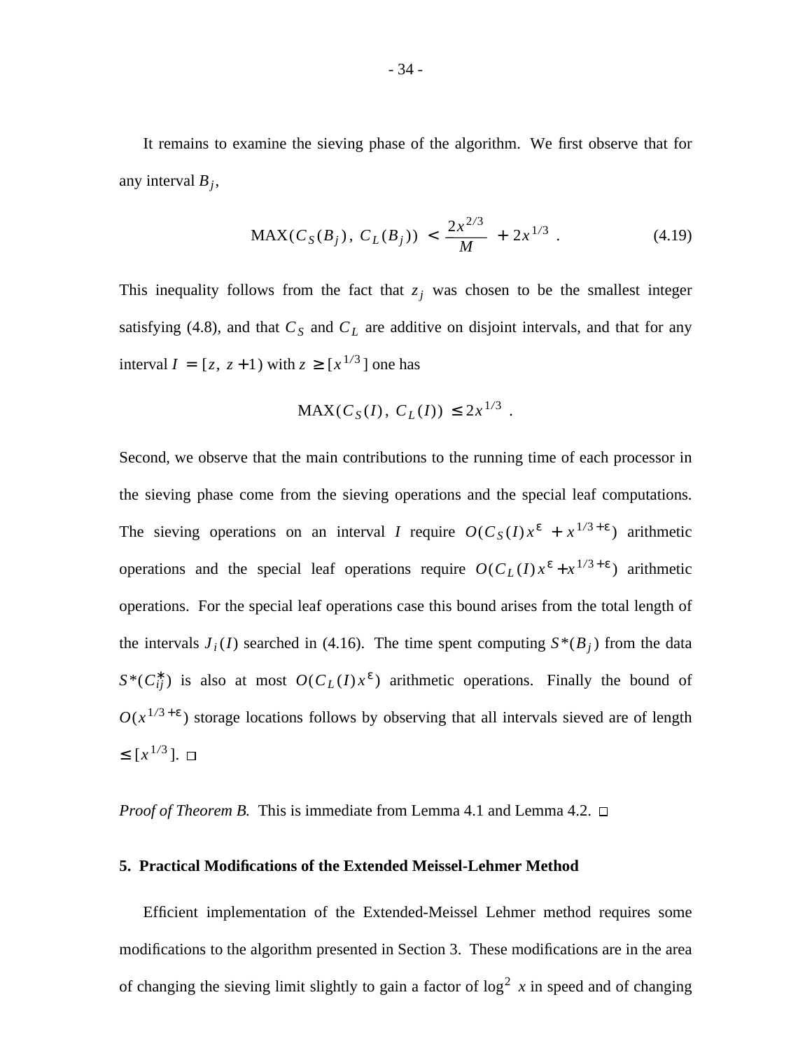It remains to examine the sieving phase of the algorithm. We first observe that for any interval $B_j$,

$$\mathrm{MAX}(C_S(B_j),\ C_L(B_j)) \ < \frac{2x^{2/3}}{M} \ + 2x^{1/3} \ . \tag{4.19}$$

This inequality follows from the fact that $z_j$ was chosen to be the smallest integer satisfying (4.8), and that $C_S$ and $C_L$ are additive on disjoint intervals, and that for any interval $I \ = [z,\ z+1)$ with $z \ \geq [x^{1/3}]$ one has

$$\mathrm{MAX}(C_S(I),\ C_L(I)) \ \leq 2x^{1/3} \ .$$

Second, we observe that the main contributions to the running time of each processor in the sieving phase come from the sieving operations and the special leaf computations. The sieving operations on an interval $I$ require $O(C_S(I)x^{\varepsilon} \ + x^{1/3+\varepsilon})$ arithmetic operations and the special leaf operations require $O(C_L(I)x^{\varepsilon} + x^{1/3+\varepsilon})$ arithmetic operations. For the special leaf operations case this bound arises from the total length of the intervals $J_i(I)$ searched in (4.16). The time spent computing $S^*(B_j)$ from the data $S^*(C_{ij}^*)$ is also at most $O(C_L(I)x^{\varepsilon})$ arithmetic operations. Finally the bound of $O(x^{1/3+\varepsilon})$ storage locations follows by observing that all intervals sieved are of length $\leq [x^{1/3}]$. $\square$

*Proof of Theorem B.* This is immediate from Lemma 4.1 and Lemma 4.2. $\square$

## 5. Practical Modifications of the Extended Meissel-Lehmer Method

Efficient implementation of the Extended-Meissel Lehmer method requires some modifications to the algorithm presented in Section 3. These modifications are in the area of changing the sieving limit slightly to gain a factor of $\log^2 x$ in speed and of changing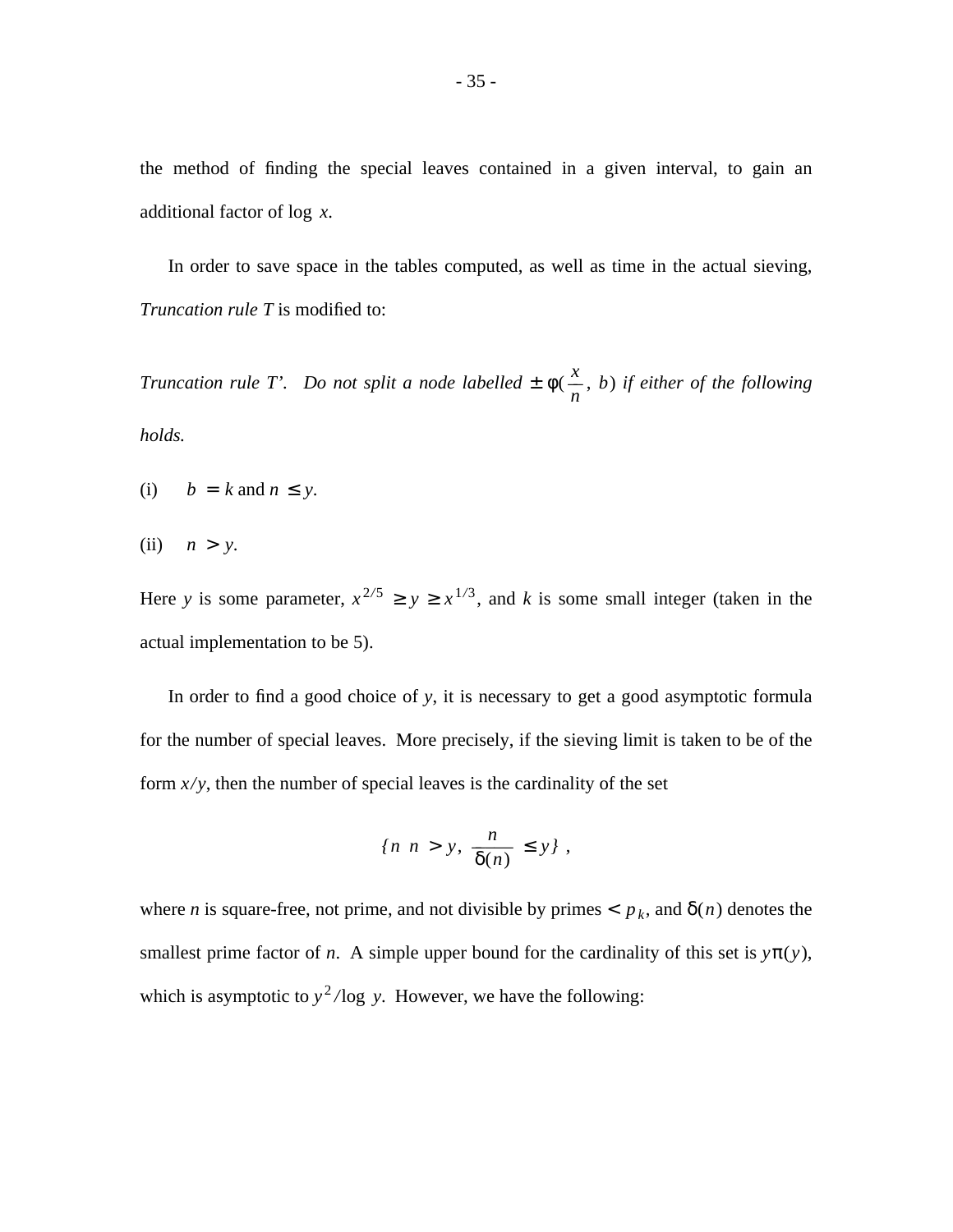the method of finding the special leaves contained in a given interval, to gain an additional factor of $\log x$.

In order to save space in the tables computed, as well as time in the actual sieving, *Truncation rule T* is modified to:

*Truncation rule T'. Do not split a node labelled* $\pm \phi(\frac{x}{n}, b)$ *if either of the following holds.*

(i) $b = k$ and $n \le y$.

(ii) $n > y$.

Here $y$ is some parameter, $x^{2/5} \ge y \ge x^{1/3}$, and $k$ is some small integer (taken in the actual implementation to be 5).

In order to find a good choice of $y$, it is necessary to get a good asymptotic formula for the number of special leaves. More precisely, if the sieving limit is taken to be of the form $x/y$, then the number of special leaves is the cardinality of the set

$$\{n \ \ n > y, \ \frac{n}{\delta(n)} \le y\} \ ,$$

where $n$ is square-free, not prime, and not divisible by primes $< p_k$, and $\delta(n)$ denotes the smallest prime factor of $n$. A simple upper bound for the cardinality of this set is $y\pi(y)$, which is asymptotic to $y^2 / \log y$. However, we have the following: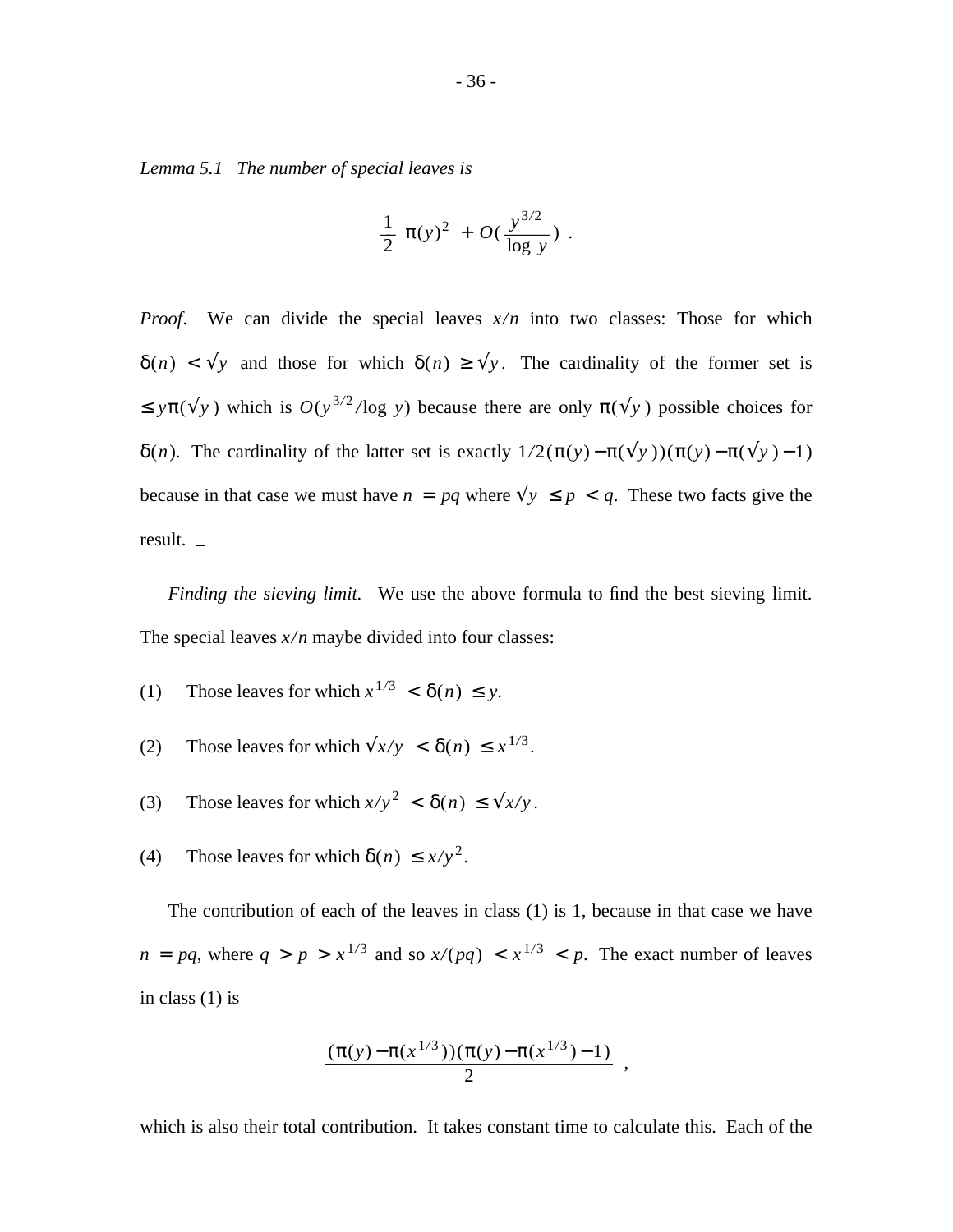*Lemma 5.1 The number of special leaves is*

$$\frac{1}{2}\ \pi(y)^2\ + O(\frac{y^{3/2}}{\log\ y})\ .$$

*Proof.* We can divide the special leaves $x/n$ into two classes: Those for which $\delta(n) < \sqrt{y}$ and those for which $\delta(n) \geq \sqrt{y}$. The cardinality of the former set is $\leq y\pi(\sqrt{y})$ which is $O(y^{3/2}/\log\ y)$ because there are only $\pi(\sqrt{y})$ possible choices for $\delta(n)$. The cardinality of the latter set is exactly $1/2(\pi(y) - \pi(\sqrt{y}))(\pi(y) - \pi(\sqrt{y}) - 1)$ because in that case we must have $n = pq$ where $\sqrt{y} \leq p < q$. These two facts give the result. □

*Finding the sieving limit.* We use the above formula to find the best sieving limit. The special leaves $x/n$ maybe divided into four classes:

(1) Those leaves for which $x^{1/3} < \delta(n) \leq y$.

(2) Those leaves for which $\sqrt{x/y} < \delta(n) \leq x^{1/3}$.

(3) Those leaves for which $x/y^2 < \delta(n) \leq \sqrt{x/y}$.

(4) Those leaves for which $\delta(n) \leq x/y^2$.

The contribution of each of the leaves in class (1) is 1, because in that case we have $n = pq$, where $q > p > x^{1/3}$ and so $x/(pq) < x^{1/3} < p$. The exact number of leaves in class (1) is

$$\frac{(\pi(y) - \pi(x^{1/3}))(\pi(y) - \pi(x^{1/3}) - 1)}{2}\ \ ,$$

which is also their total contribution. It takes constant time to calculate this. Each of the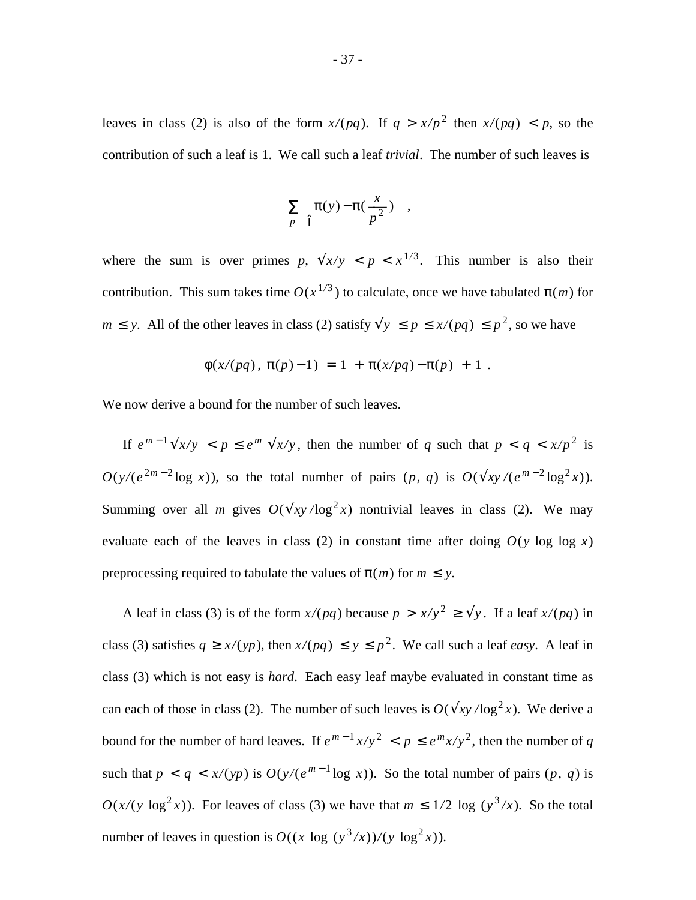leaves in class (2) is also of the form $x/(pq)$. If $q > x/p^2$ then $x/(pq) < p$, so the contribution of such a leaf is 1. We call such a leaf *trivial*. The number of such leaves is

$$\sum_{p} \left[ \pi(y) - \pi(\frac{x}{p^2}) \right] ,$$

where the sum is over primes $p$, $\sqrt{x/y} < p < x^{1/3}$. This number is also their contribution. This sum takes time $O(x^{1/3})$ to calculate, once we have tabulated $\pi(m)$ for $m \le y$. All of the other leaves in class (2) satisfy $\sqrt{y} \le p \le x/(pq) \le p^2$, so we have

$$\phi(x/(pq), \pi(p) - 1) = 1 + \pi(x/pq) - \pi(p) + 1 .$$

We now derive a bound for the number of such leaves.

If $e^{m-1}\sqrt{x/y} < p \le e^m \sqrt{x/y}$, then the number of $q$ such that $p < q < x/p^2$ is $O(y/(e^{2m-2} \log x))$, so the total number of pairs $(p, q)$ is $O(\sqrt{xy}/(e^{m-2} \log^2 x))$. Summing over all $m$ gives $O(\sqrt{xy}/\log^2 x)$ nontrivial leaves in class (2). We may evaluate each of the leaves in class (2) in constant time after doing $O(y \log \log x)$ preprocessing required to tabulate the values of $\pi(m)$ for $m \le y$.

A leaf in class (3) is of the form $x/(pq)$ because $p > x/y^2 \ge \sqrt{y}$. If a leaf $x/(pq)$ in class (3) satisfies $q \ge x/(yp)$, then $x/(pq) \le y \le p^2$. We call such a leaf *easy*. A leaf in class (3) which is not easy is *hard*. Each easy leaf maybe evaluated in constant time as can each of those in class (2). The number of such leaves is $O(\sqrt{xy}/\log^2 x)$. We derive a bound for the number of hard leaves. If $e^{m-1} x/y^2 < p \le e^m x/y^2$, then the number of $q$ such that $p < q < x/(yp)$ is $O(y/(e^{m-1} \log x))$. So the total number of pairs $(p, q)$ is $O(x/(y \log^2 x))$. For leaves of class (3) we have that $m \le 1/2 \log (y^3/x)$. So the total number of leaves in question is $O((x \log (y^3/x))/(y \log^2 x))$.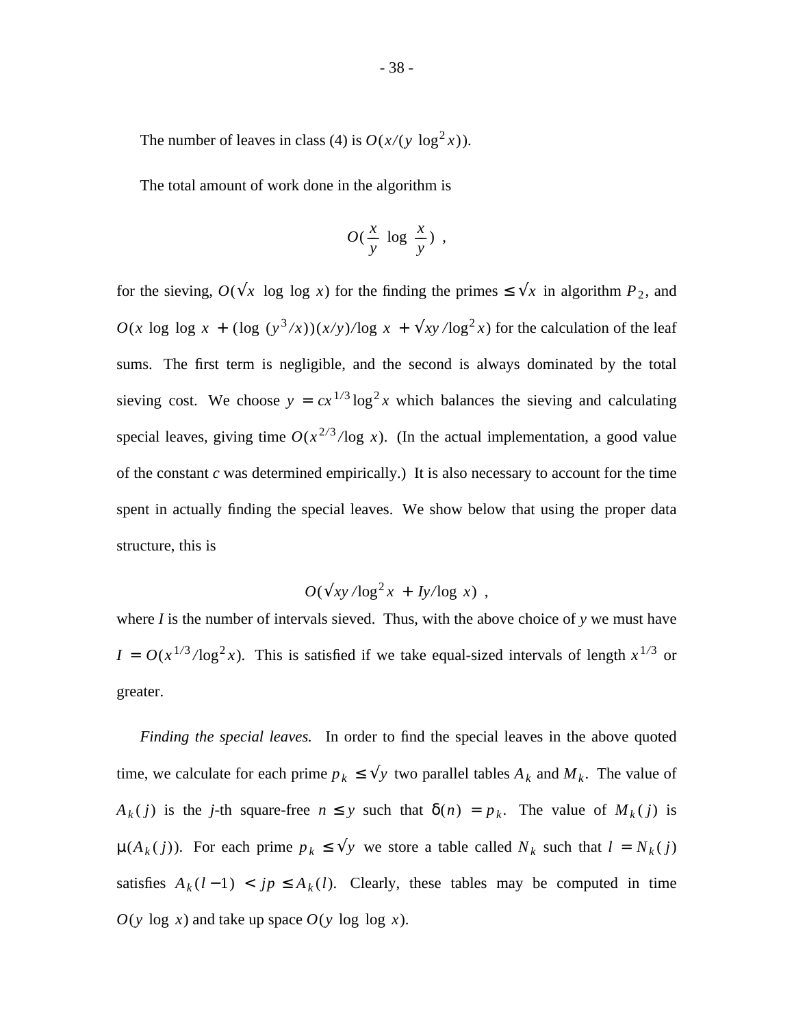The number of leaves in class (4) is $O(x/(y \log^2 x))$.

The total amount of work done in the algorithm is

$$O(\frac{x}{y} \log \frac{x}{y}) ,$$

for the sieving, $O(\sqrt{x} \log \log x)$ for the finding the primes $\leq \sqrt{x}$ in algorithm $P_2$, and $O(x \log \log x + (\log (y^3/x))(x/y)/\log x + \sqrt{xy}/\log^2 x)$ for the calculation of the leaf sums. The first term is negligible, and the second is always dominated by the total sieving cost. We choose $y = cx^{1/3} \log^2 x$ which balances the sieving and calculating special leaves, giving time $O(x^{2/3}/\log x)$. (In the actual implementation, a good value of the constant $c$ was determined empirically.) It is also necessary to account for the time spent in actually finding the special leaves. We show below that using the proper data structure, this is

$$O(\sqrt{xy}/\log^2 x + Iy/\log x) ,$$

where $I$ is the number of intervals sieved. Thus, with the above choice of $y$ we must have $I = O(x^{1/3}/\log^2 x)$. This is satisfied if we take equal-sized intervals of length $x^{1/3}$ or greater.

*Finding the special leaves.* In order to find the special leaves in the above quoted time, we calculate for each prime $p_k \leq \sqrt{y}$ two parallel tables $A_k$ and $M_k$. The value of $A_k(j)$ is the $j$-th square-free $n \leq y$ such that $\delta(n) = p_k$. The value of $M_k(j)$ is $\mu(A_k(j))$. For each prime $p_k \leq \sqrt{y}$ we store a table called $N_k$ such that $l = N_k(j)$ satisfies $A_k(l-1) < jp \leq A_k(l)$. Clearly, these tables may be computed in time $O(y \log x)$ and take up space $O(y \log \log x)$.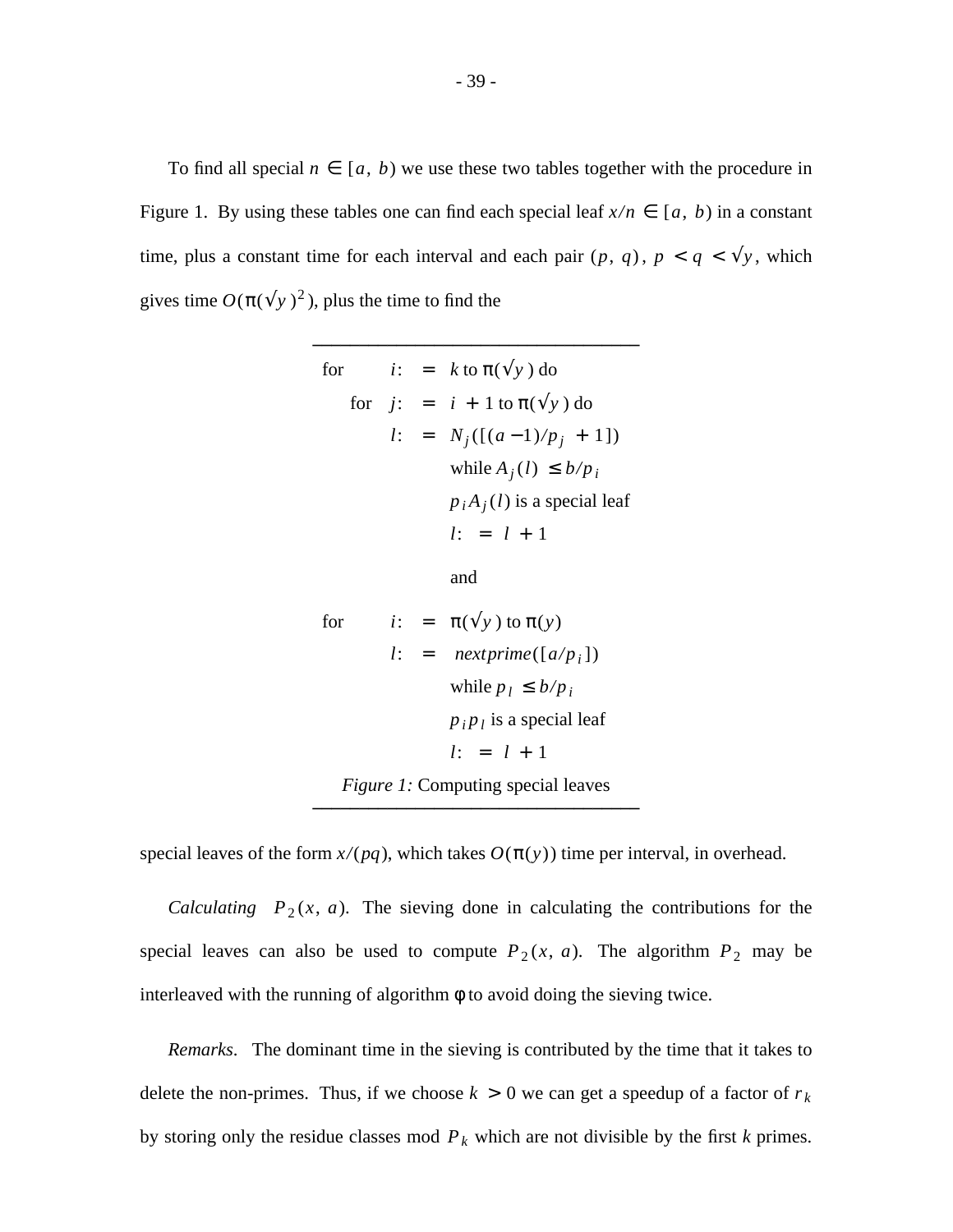To find all special $n \in [a, b)$ we use these two tables together with the procedure in Figure 1. By using these tables one can find each special leaf $x/n \in [a, b)$ in a constant time, plus a constant time for each interval and each pair $(p, q)$, $p < q < \sqrt{y}$, which gives time $O(\pi(\sqrt{y})^2)$, plus the time to find the

```
for     i := k to π(√y) do
    for j := i + 1 to π(√y) do
        l := N_j([(a − 1)/p_j + 1])
             while A_j(l) ≤ b/p_i
             p_i A_j(l) is a special leaf
             l := l + 1

             and

for     i := π(√y) to π(y)
        l := nextprime([a/p_i])
             while p_l ≤ b/p_i
             p_i p_l is a special leaf
             l := l + 1
```

*Figure 1:* Computing special leaves

special leaves of the form $x/(pq)$, which takes $O(\pi(y))$ time per interval, in overhead.

*Calculating* $P_2(x, a)$. The sieving done in calculating the contributions for the special leaves can also be used to compute $P_2(x, a)$. The algorithm $P_2$ may be interleaved with the running of algorithm $\phi$ to avoid doing the sieving twice.

*Remarks*. The dominant time in the sieving is contributed by the time that it takes to delete the non-primes. Thus, if we choose $k > 0$ we can get a speedup of a factor of $r_k$ by storing only the residue classes mod $P_k$ which are not divisible by the first $k$ primes.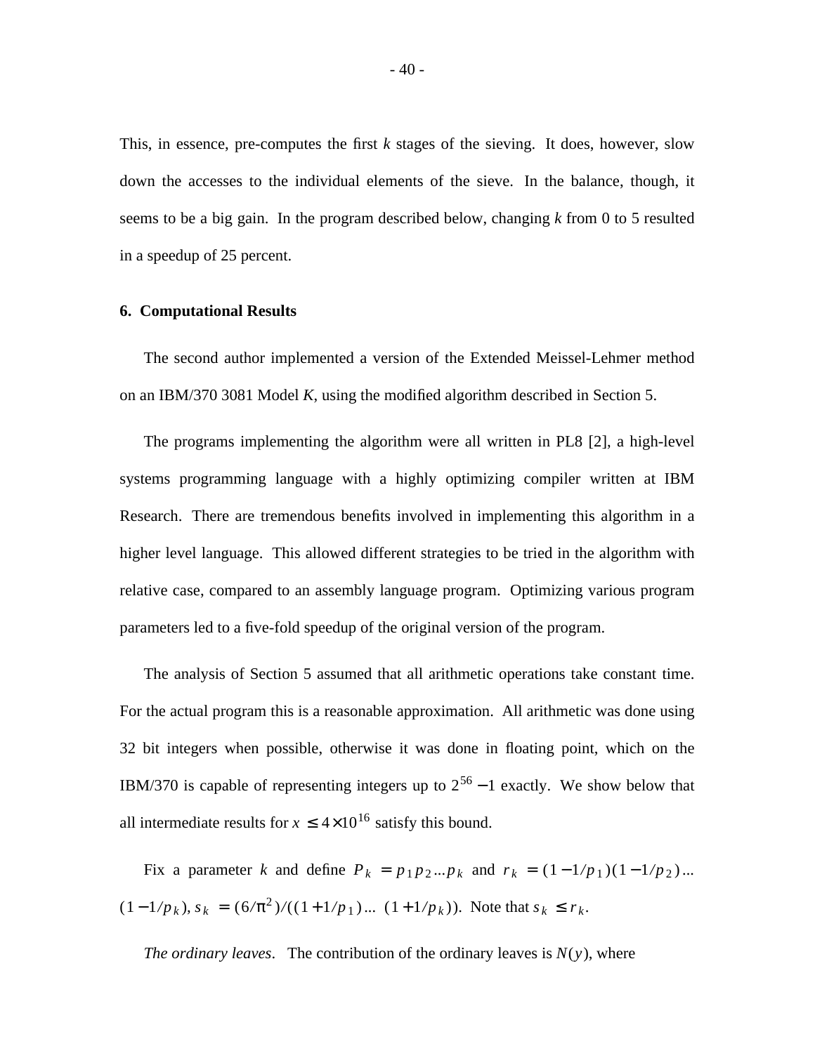This, in essence, pre-computes the first $k$ stages of the sieving. It does, however, slow down the accesses to the individual elements of the sieve. In the balance, though, it seems to be a big gain. In the program described below, changing $k$ from 0 to 5 resulted in a speedup of 25 percent.

## 6. Computational Results

The second author implemented a version of the Extended Meissel-Lehmer method on an IBM/370 3081 Model $K$, using the modified algorithm described in Section 5.

The programs implementing the algorithm were all written in PL8 [2], a high-level systems programming language with a highly optimizing compiler written at IBM Research. There are tremendous benefits involved in implementing this algorithm in a higher level language. This allowed different strategies to be tried in the algorithm with relative case, compared to an assembly language program. Optimizing various program parameters led to a five-fold speedup of the original version of the program.

The analysis of Section 5 assumed that all arithmetic operations take constant time. For the actual program this is a reasonable approximation. All arithmetic was done using 32 bit integers when possible, otherwise it was done in floating point, which on the IBM/370 is capable of representing integers up to $2^{56} - 1$ exactly. We show below that all intermediate results for $x \leq 4 \times 10^{16}$ satisfy this bound.

Fix a parameter $k$ and define $P_k = p_1 p_2 \ldots p_k$ and $r_k = (1 - 1/p_1)(1 - 1/p_2) \ldots (1 - 1/p_k)$, $s_k = (6/\pi^2)/((1 + 1/p_1) \ldots (1 + 1/p_k))$. Note that $s_k \leq r_k$.

*The ordinary leaves*. The contribution of the ordinary leaves is $N(y)$, where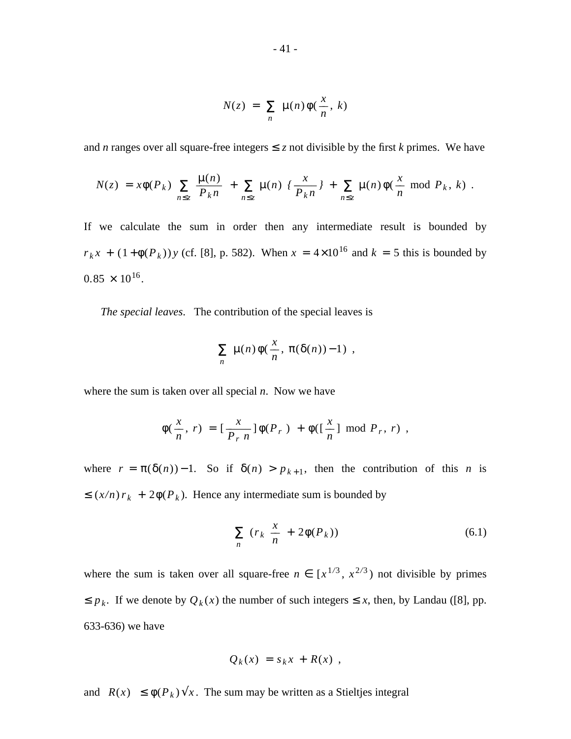$$N(z) \; = \; \sum_{n} \; \mu(n) \, \phi(\frac{x}{n}, \; k)$$

and $n$ ranges over all square-free integers $\leq z$ not divisible by the first $k$ primes. We have

$$N(z) \; = x \phi(P_k) \sum_{n \leq z} \frac{\mu(n)}{P_k n} \; + \sum_{n \leq z} \mu(n) \; \{ \frac{x}{P_k n} \} \; + \sum_{n \leq z} \mu(n) \, \phi( \frac{x}{n} \; \text{mod} \; P_k, \; k) \; .$$

If we calculate the sum in order then any intermediate result is bounded by $r_k x \; + (1 + \phi(P_k)) y$ (cf. [8], p. 582). When $x \; = 4 \times 10^{16}$ and $k \; = 5$ this is bounded by $0.85 \; \times 10^{16}$.

*The special leaves*. The contribution of the special leaves is

$$\sum_{n} \; \mu(n) \, \phi(\frac{x}{n}, \; \pi(\delta(n)) - 1) \;\; ,$$

where the sum is taken over all special $n$. Now we have

$$\phi(\frac{x}{n}, \; r) \; = [\frac{x}{P_r \; n}] \, \phi(P_r \;) \; + \phi([\frac{x}{n}] \; \text{mod} \; P_r, \; r) \;\; ,$$

where $r \; = \pi(\delta(n)) - 1$. So if $\delta(n) \; > p_{k+1}$, then the contribution of this $n$ is $\leq (x/n) \, r_k \; + 2 \phi(P_k)$. Hence any intermediate sum is bounded by

$$\sum_{n} \; (r_k \; \frac{x}{n} \; + 2 \phi(P_k)) \tag{6.1}$$

where the sum is taken over all square-free $n \in [x^{1/3}, \; x^{2/3})$ not divisible by primes $\leq p_k$. If we denote by $Q_k(x)$ the number of such integers $\leq x$, then, by Landau ([8], pp. 633-636) we have

$$Q_k(x) \; = s_k x \; + R(x) \;\; ,$$

and $\; |R(x)| \; \leq \phi(P_k) \sqrt{x}$. The sum may be written as a Stieltjes integral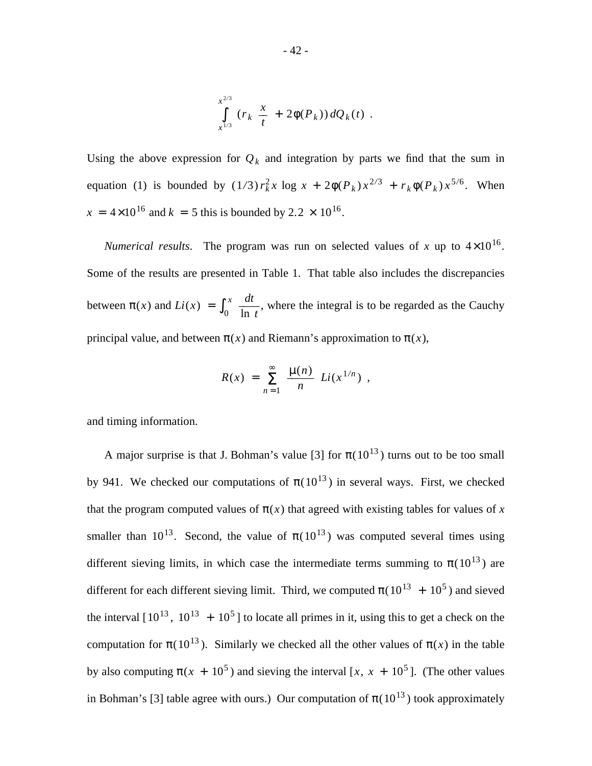$$\int_{x^{1/3}}^{x^{2/3}} \left(r_k \, \frac{x}{t} + 2\phi(P_k)\right) dQ_k(t) \ .$$

Using the above expression for $Q_k$ and integration by parts we find that the sum in equation (1) is bounded by $(1/3) r_k^2 x \log x + 2\phi(P_k) x^{2/3} + r_k \phi(P_k) x^{5/6}$. When $x = 4 \times 10^{16}$ and $k = 5$ this is bounded by $2.2 \times 10^{16}$.

*Numerical results*. The program was run on selected values of $x$ up to $4 \times 10^{16}$. Some of the results are presented in Table 1. That table also includes the discrepancies between $\pi(x)$ and $Li(x) = \int_0^x \frac{dt}{\ln t}$, where the integral is to be regarded as the Cauchy principal value, and between $\pi(x)$ and Riemann's approximation to $\pi(x)$,

$$R(x) = \sum_{n=1}^{\infty} \frac{\mu(n)}{n} \, Li(x^{1/n}) \ ,$$

and timing information.

A major surprise is that J. Bohman's value [3] for $\pi(10^{13})$ turns out to be too small by 941. We checked our computations of $\pi(10^{13})$ in several ways. First, we checked that the program computed values of $\pi(x)$ that agreed with existing tables for values of $x$ smaller than $10^{13}$. Second, the value of $\pi(10^{13})$ was computed several times using different sieving limits, in which case the intermediate terms summing to $\pi(10^{13})$ are different for each different sieving limit. Third, we computed $\pi(10^{13} + 10^5)$ and sieved the interval $[10^{13}, \ 10^{13} + 10^5]$ to locate all primes in it, using this to get a check on the computation for $\pi(10^{13})$. Similarly we checked all the other values of $\pi(x)$ in the table by also computing $\pi(x + 10^5)$ and sieving the interval $[x, \ x + 10^5]$. (The other values in Bohman's [3] table agree with ours.) Our computation of $\pi(10^{13})$ took approximately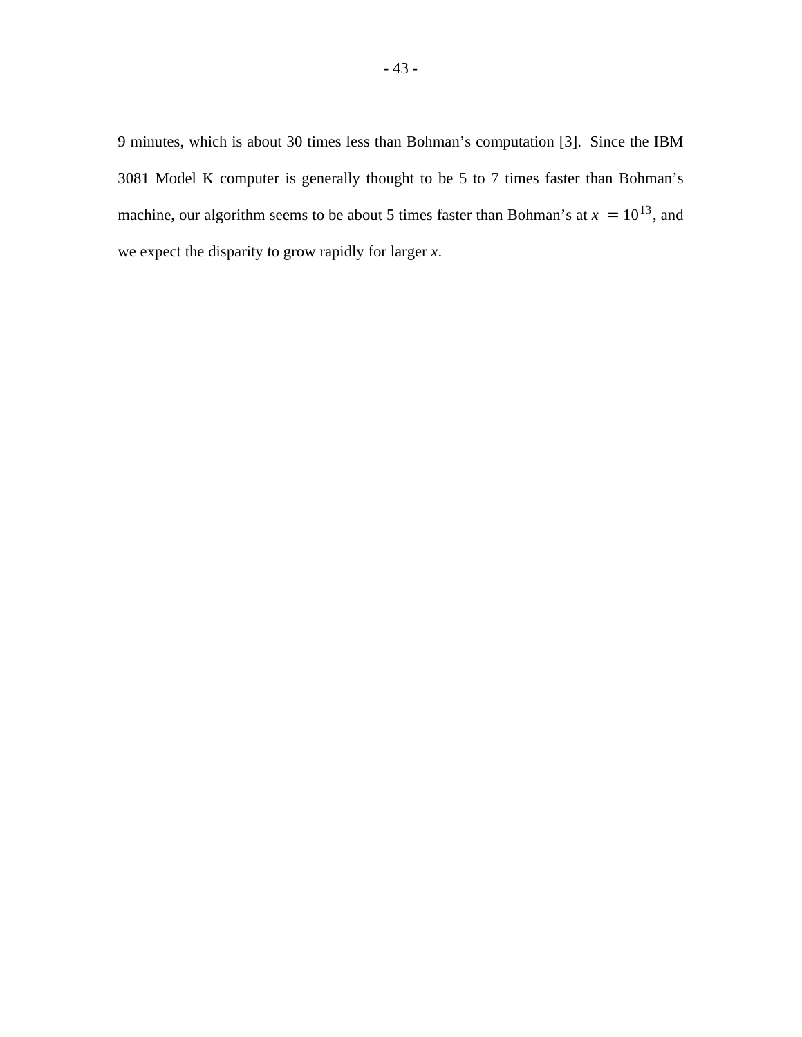9 minutes, which is about 30 times less than Bohman's computation [3]. Since the IBM 3081 Model K computer is generally thought to be 5 to 7 times faster than Bohman's machine, our algorithm seems to be about 5 times faster than Bohman's at $x = 10^{13}$, and we expect the disparity to grow rapidly for larger $x$.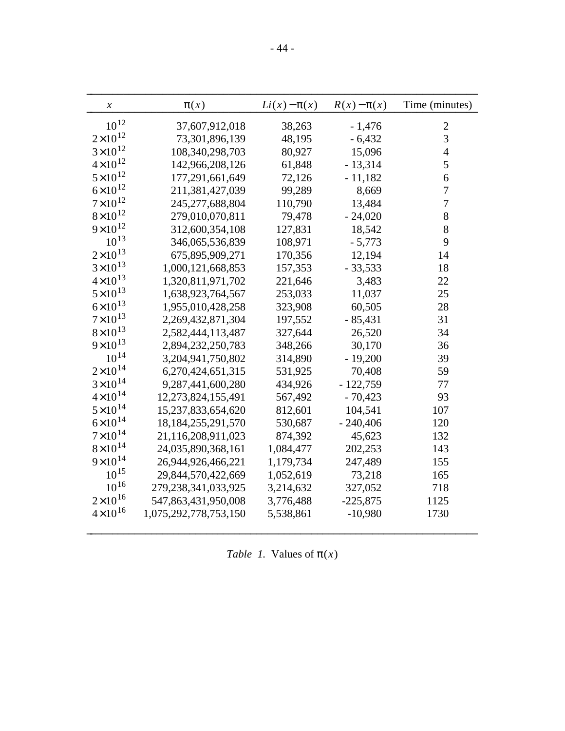| $x$ | $\pi(x)$ | $Li(x) - \pi(x)$ | $R(x) - \pi(x)$ | Time (minutes) |
|---|---|---|---|---|
| $10^{12}$ | 37,607,912,018 | 38,263 | - 1,476 | 2 |
| $2 \times 10^{12}$ | 73,301,896,139 | 48,195 | - 6,432 | 3 |
| $3 \times 10^{12}$ | 108,340,298,703 | 80,927 | 15,096 | 4 |
| $4 \times 10^{12}$ | 142,966,208,126 | 61,848 | - 13,314 | 5 |
| $5 \times 10^{12}$ | 177,291,661,649 | 72,126 | - 11,182 | 6 |
| $6 \times 10^{12}$ | 211,381,427,039 | 99,289 | 8,669 | 7 |
| $7 \times 10^{12}$ | 245,277,688,804 | 110,790 | 13,484 | 7 |
| $8 \times 10^{12}$ | 279,010,070,811 | 79,478 | - 24,020 | 8 |
| $9 \times 10^{12}$ | 312,600,354,108 | 127,831 | 18,542 | 8 |
| $10^{13}$ | 346,065,536,839 | 108,971 | - 5,773 | 9 |
| $2 \times 10^{13}$ | 675,895,909,271 | 170,356 | 12,194 | 14 |
| $3 \times 10^{13}$ | 1,000,121,668,853 | 157,353 | - 33,533 | 18 |
| $4 \times 10^{13}$ | 1,320,811,971,702 | 221,646 | 3,483 | 22 |
| $5 \times 10^{13}$ | 1,638,923,764,567 | 253,033 | 11,037 | 25 |
| $6 \times 10^{13}$ | 1,955,010,428,258 | 323,908 | 60,505 | 28 |
| $7 \times 10^{13}$ | 2,269,432,871,304 | 197,552 | - 85,431 | 31 |
| $8 \times 10^{13}$ | 2,582,444,113,487 | 327,644 | 26,520 | 34 |
| $9 \times 10^{13}$ | 2,894,232,250,783 | 348,266 | 30,170 | 36 |
| $10^{14}$ | 3,204,941,750,802 | 314,890 | - 19,200 | 39 |
| $2 \times 10^{14}$ | 6,270,424,651,315 | 531,925 | 70,408 | 59 |
| $3 \times 10^{14}$ | 9,287,441,600,280 | 434,926 | - 122,759 | 77 |
| $4 \times 10^{14}$ | 12,273,824,155,491 | 567,492 | - 70,423 | 93 |
| $5 \times 10^{14}$ | 15,237,833,654,620 | 812,601 | 104,541 | 107 |
| $6 \times 10^{14}$ | 18,184,255,291,570 | 530,687 | - 240,406 | 120 |
| $7 \times 10^{14}$ | 21,116,208,911,023 | 874,392 | 45,623 | 132 |
| $8 \times 10^{14}$ | 24,035,890,368,161 | 1,084,477 | 202,253 | 143 |
| $9 \times 10^{14}$ | 26,944,926,466,221 | 1,179,734 | 247,489 | 155 |
| $10^{15}$ | 29,844,570,422,669 | 1,052,619 | 73,218 | 165 |
| $10^{16}$ | 279,238,341,033,925 | 3,214,632 | 327,052 | 718 |
| $2 \times 10^{16}$ | 547,863,431,950,008 | 3,776,488 | -225,875 | 1125 |
| $4 \times 10^{16}$ | 1,075,292,778,753,150 | 5,538,861 | -10,980 | 1730 |

*Table 1.* Values of $\pi(x)$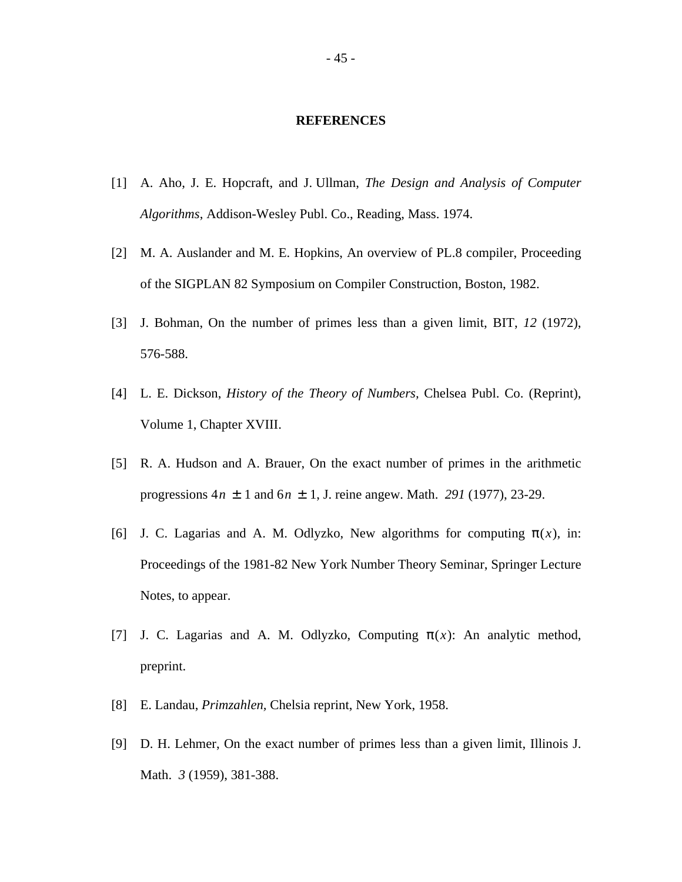## REFERENCES

[1] A. Aho, J. E. Hopcraft, and J. Ullman, *The Design and Analysis of Computer Algorithms*, Addison-Wesley Publ. Co., Reading, Mass. 1974.

[2] M. A. Auslander and M. E. Hopkins, An overview of PL.8 compiler, Proceeding of the SIGPLAN 82 Symposium on Compiler Construction, Boston, 1982.

[3] J. Bohman, On the number of primes less than a given limit, BIT, *12* (1972), 576-588.

[4] L. E. Dickson, *History of the Theory of Numbers,* Chelsea Publ. Co. (Reprint), Volume 1, Chapter XVIII.

[5] R. A. Hudson and A. Brauer, On the exact number of primes in the arithmetic progressions $4n \pm 1$ and $6n \pm 1$, J. reine angew. Math. *291* (1977), 23-29.

[6] J. C. Lagarias and A. M. Odlyzko, New algorithms for computing $\pi(x)$, in: Proceedings of the 1981-82 New York Number Theory Seminar, Springer Lecture Notes, to appear.

[7] J. C. Lagarias and A. M. Odlyzko, Computing $\pi(x)$: An analytic method, preprint.

[8] E. Landau, *Primzahlen*, Chelsia reprint, New York, 1958.

[9] D. H. Lehmer, On the exact number of primes less than a given limit, Illinois J. Math. *3* (1959), 381-388.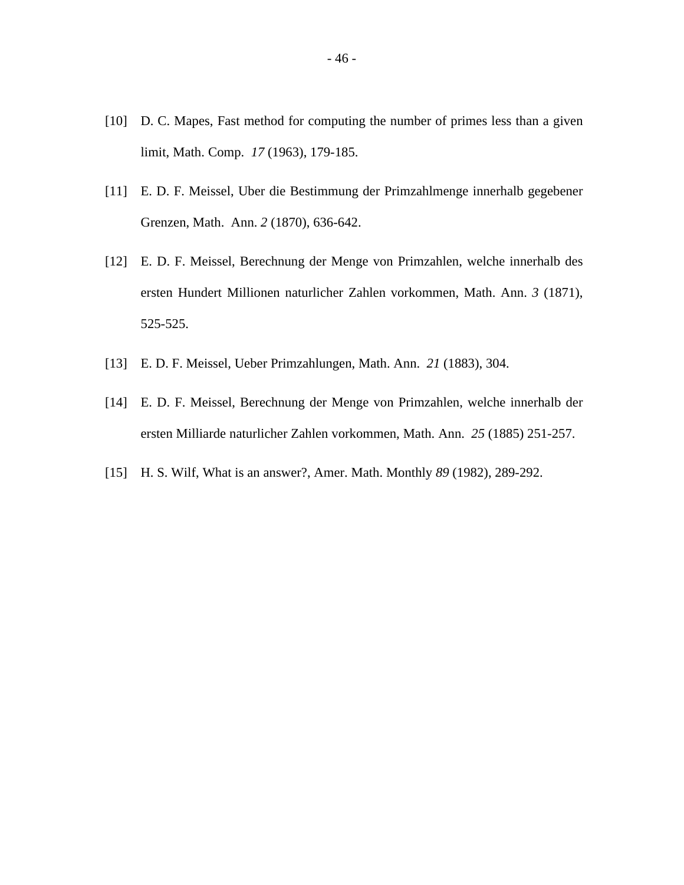[10] D. C. Mapes, Fast method for computing the number of primes less than a given limit, Math. Comp. *17* (1963), 179-185.

[11] E. D. F. Meissel, Uber die Bestimmung der Primzahlmenge innerhalb gegebener Grenzen, Math. Ann. *2* (1870), 636-642.

[12] E. D. F. Meissel, Berechnung der Menge von Primzahlen, welche innerhalb des ersten Hundert Millionen naturlicher Zahlen vorkommen, Math. Ann. *3* (1871), 525-525.

[13] E. D. F. Meissel, Ueber Primzahlungen, Math. Ann. *21* (1883), 304.

[14] E. D. F. Meissel, Berechnung der Menge von Primzahlen, welche innerhalb der ersten Milliarde naturlicher Zahlen vorkommen, Math. Ann. *25* (1885) 251-257.

[15] H. S. Wilf, What is an answer?, Amer. Math. Monthly *89* (1982), 289-292.